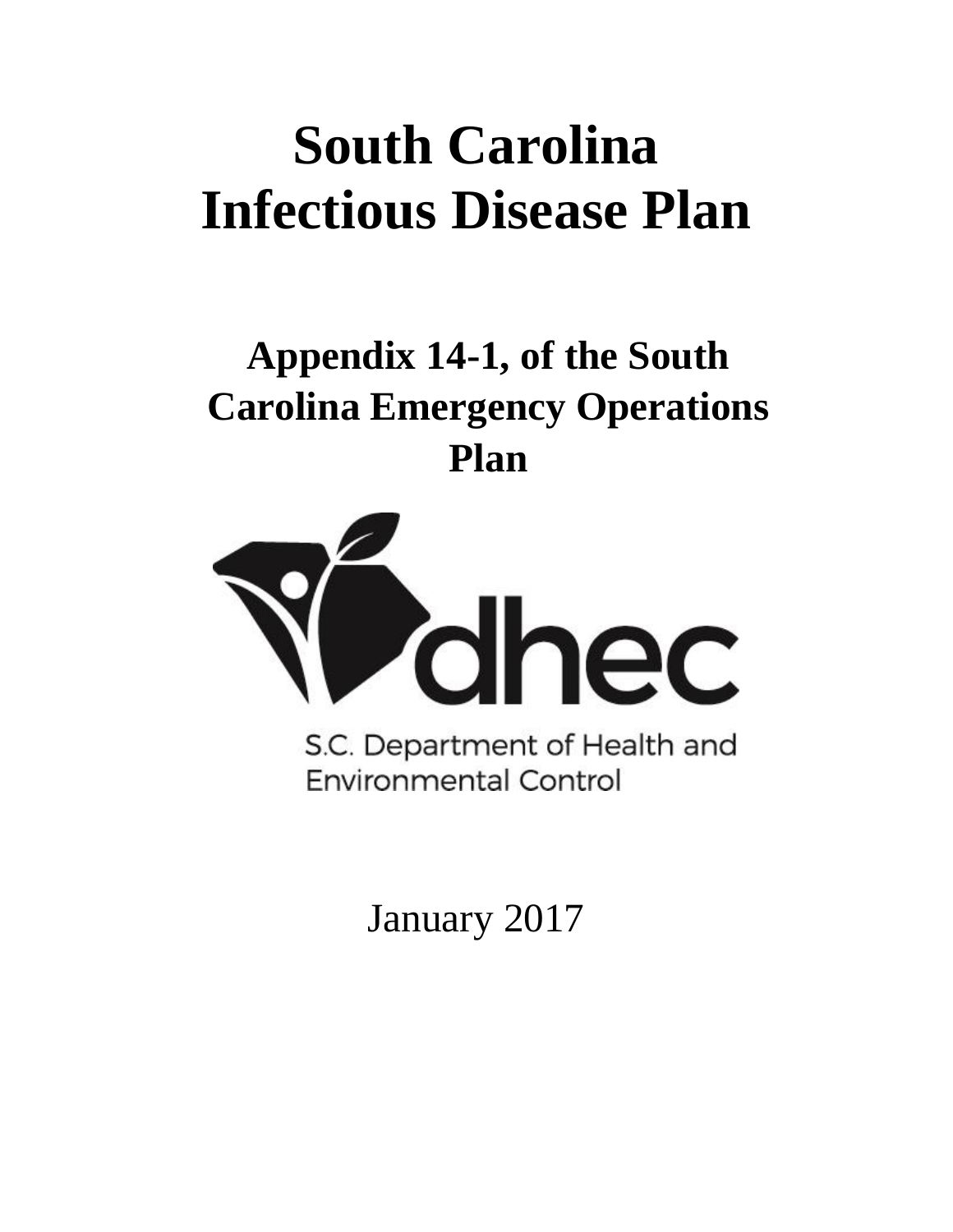# South Carolina Infectious Disease Plan

## Appendix 14-1, of the South Carolina Emergency Operations Plan

dhec

S.C. Department of Health and Environmental Control

January 2017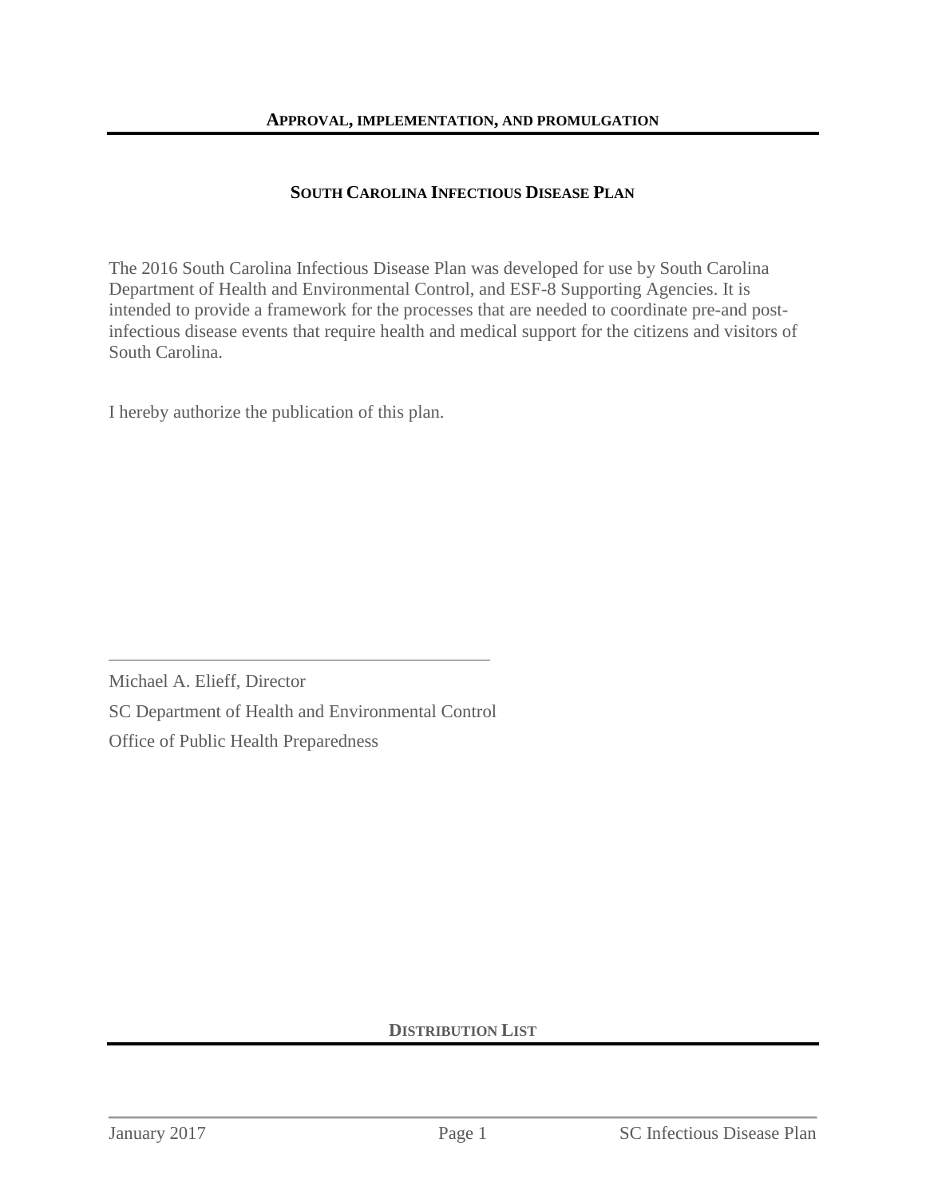## APPROVAL, IMPLEMENTATION, AND PROMULGATION

### SOUTH CAROLINA INFECTIOUS DISEASE PLAN

The 2016 South Carolina Infectious Disease Plan was developed for use by South Carolina Department of Health and Environmental Control, and ESF-8 Supporting Agencies. It is intended to provide a framework for the processes that are needed to coordinate pre-and post-infectious disease events that require health and medical support for the citizens and visitors of South Carolina.

I hereby authorize the publication of this plan.

\_\_\_\_\_\_\_\_\_\_\_\_\_\_\_\_\_\_\_\_\_\_\_\_\_\_\_\_\_\_\_\_\_\_\_\_\_\_\_\_

Michael A. Elieff, Director

SC Department of Health and Environmental Control

Office of Public Health Preparedness

## DISTRIBUTION LIST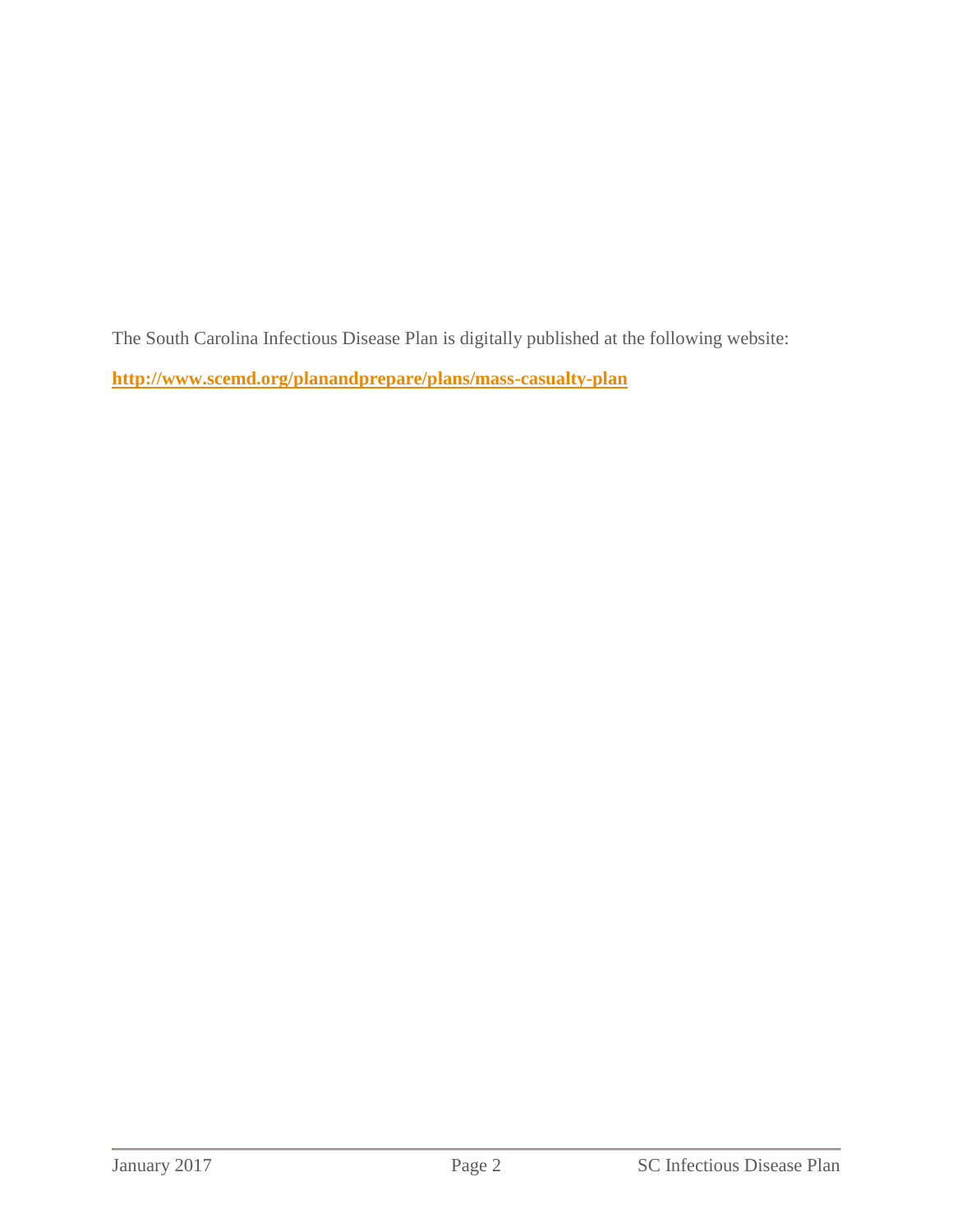The South Carolina Infectious Disease Plan is digitally published at the following website:

**http://www.scemd.org/planandprepare/plans/mass-casualty-plan**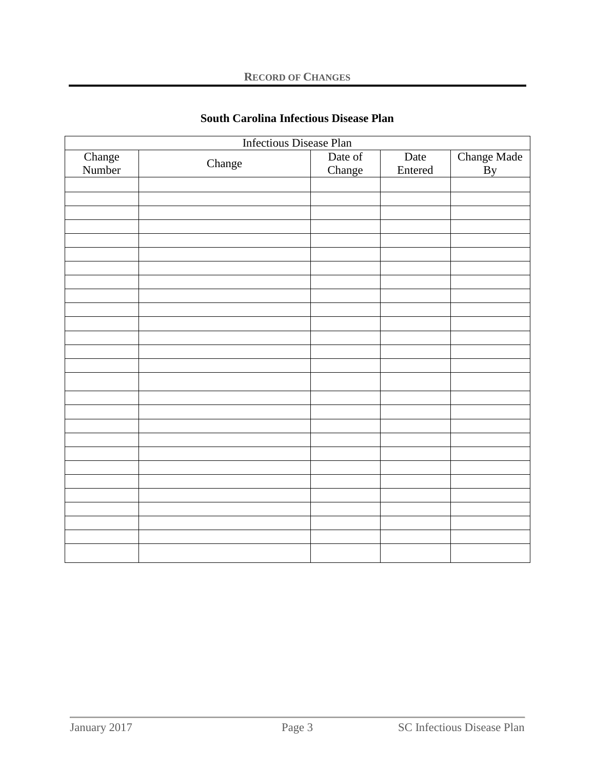## Record of Changes

### South Carolina Infectious Disease Plan

| Infectious Disease Plan | | | | |
|---|---|---|---|---|
| Change Number | Change | Date of Change | Date Entered | Change Made By |
| | | | | |
| | | | | |
| | | | | |
| | | | | |
| | | | | |
| | | | | |
| | | | | |
| | | | | |
| | | | | |
| | | | | |
| | | | | |
| | | | | |
| | | | | |
| | | | | |
| | | | | |
| | | | | |
| | | | | |
| | | | | |
| | | | | |
| | | | | |
| | | | | |
| | | | | |
| | | | | |
| | | | | |
| | | | | |
| | | | | |
| | | | | |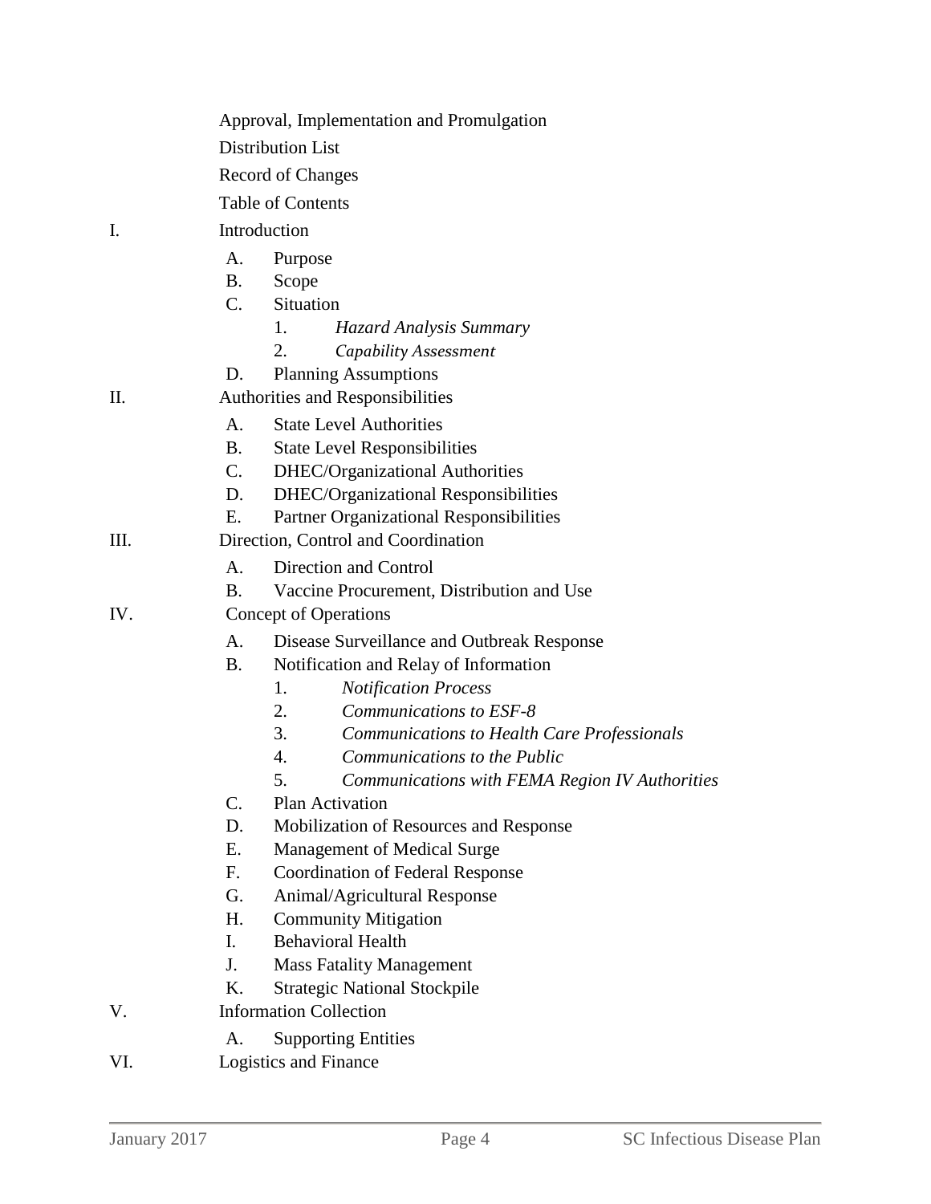Approval, Implementation and Promulgation

Distribution List

Record of Changes

Table of Contents

I. Introduction
   - A. Purpose
   - B. Scope
   - C. Situation
     1. *Hazard Analysis Summary*
     2. *Capability Assessment*
   - D. Planning Assumptions

II. Authorities and Responsibilities
   - A. State Level Authorities
   - B. State Level Responsibilities
   - C. DHEC/Organizational Authorities
   - D. DHEC/Organizational Responsibilities
   - E. Partner Organizational Responsibilities

III. Direction, Control and Coordination
   - A. Direction and Control
   - B. Vaccine Procurement, Distribution and Use

IV. Concept of Operations
   - A. Disease Surveillance and Outbreak Response
   - B. Notification and Relay of Information
     1. *Notification Process*
     2. *Communications to ESF-8*
     3. *Communications to Health Care Professionals*
     4. *Communications to the Public*
     5. *Communications with FEMA Region IV Authorities*
   - C. Plan Activation
   - D. Mobilization of Resources and Response
   - E. Management of Medical Surge
   - F. Coordination of Federal Response
   - G. Animal/Agricultural Response
   - H. Community Mitigation
   - I. Behavioral Health
   - J. Mass Fatality Management
   - K. Strategic National Stockpile

V. Information Collection
   - A. Supporting Entities

VI. Logistics and Finance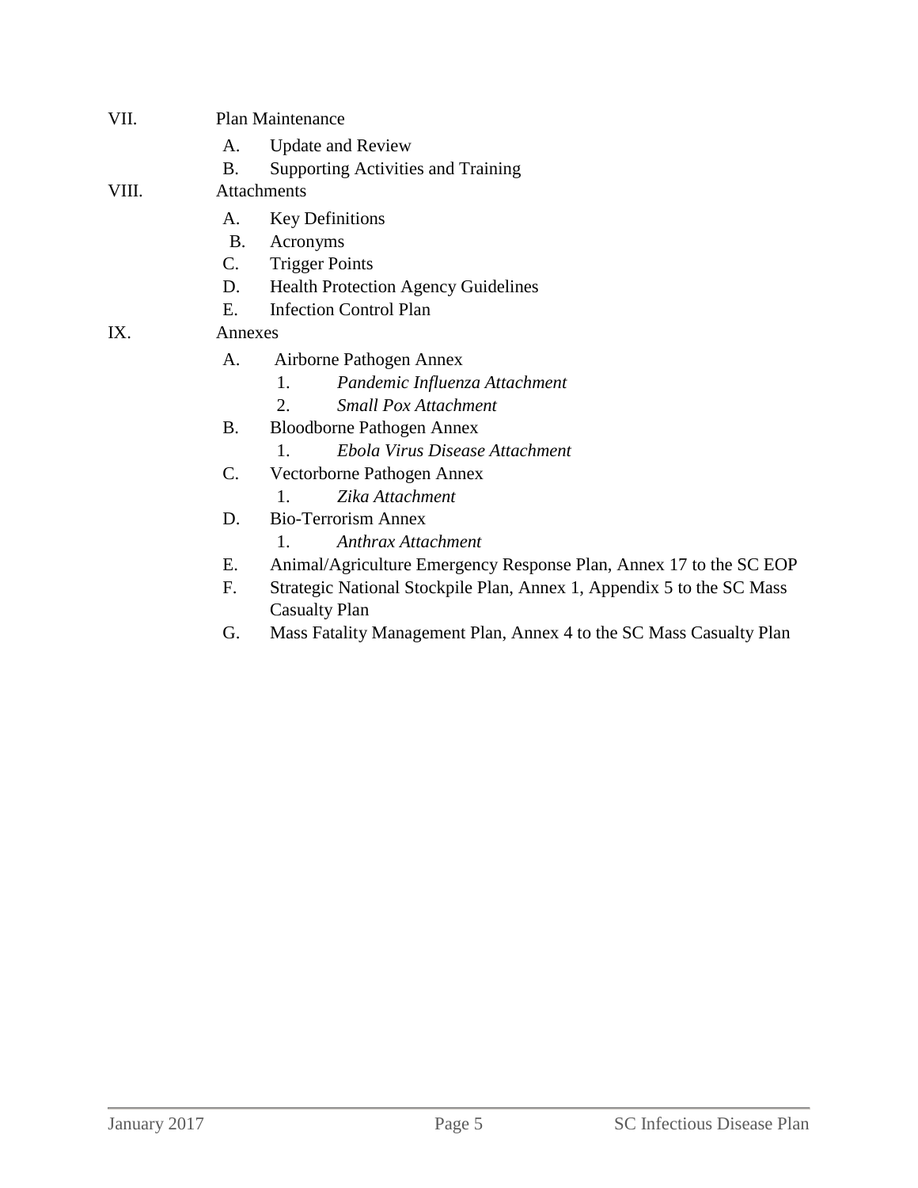VII. Plan Maintenance

- A. Update and Review
- B. Supporting Activities and Training

VIII. Attachments

- A. Key Definitions
- B. Acronyms
- C. Trigger Points
- D. Health Protection Agency Guidelines
- E. Infection Control Plan

IX. Annexes

- A. Airborne Pathogen Annex
  1. *Pandemic Influenza Attachment*
  2. *Small Pox Attachment*
- B. Bloodborne Pathogen Annex
  1. *Ebola Virus Disease Attachment*
- C. Vectorborne Pathogen Annex
  1. *Zika Attachment*
- D. Bio-Terrorism Annex
  1. *Anthrax Attachment*
- E. Animal/Agriculture Emergency Response Plan, Annex 17 to the SC EOP
- F. Strategic National Stockpile Plan, Annex 1, Appendix 5 to the SC Mass Casualty Plan
- G. Mass Fatality Management Plan, Annex 4 to the SC Mass Casualty Plan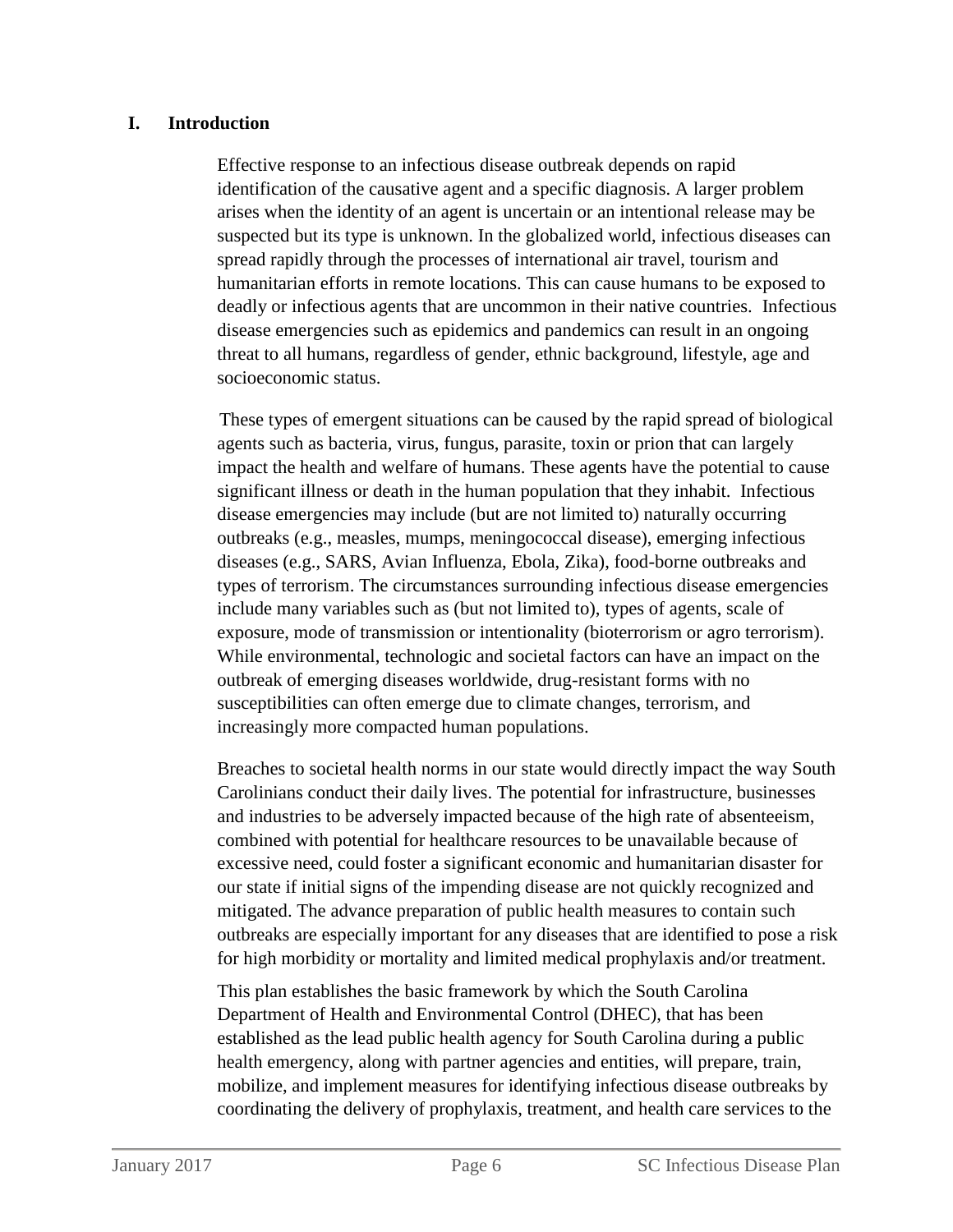## I. Introduction

Effective response to an infectious disease outbreak depends on rapid identification of the causative agent and a specific diagnosis. A larger problem arises when the identity of an agent is uncertain or an intentional release may be suspected but its type is unknown. In the globalized world, infectious diseases can spread rapidly through the processes of international air travel, tourism and humanitarian efforts in remote locations. This can cause humans to be exposed to deadly or infectious agents that are uncommon in their native countries. Infectious disease emergencies such as epidemics and pandemics can result in an ongoing threat to all humans, regardless of gender, ethnic background, lifestyle, age and socioeconomic status.

These types of emergent situations can be caused by the rapid spread of biological agents such as bacteria, virus, fungus, parasite, toxin or prion that can largely impact the health and welfare of humans. These agents have the potential to cause significant illness or death in the human population that they inhabit. Infectious disease emergencies may include (but are not limited to) naturally occurring outbreaks (e.g., measles, mumps, meningococcal disease), emerging infectious diseases (e.g., SARS, Avian Influenza, Ebola, Zika), food-borne outbreaks and types of terrorism. The circumstances surrounding infectious disease emergencies include many variables such as (but not limited to), types of agents, scale of exposure, mode of transmission or intentionality (bioterrorism or agro terrorism). While environmental, technologic and societal factors can have an impact on the outbreak of emerging diseases worldwide, drug-resistant forms with no susceptibilities can often emerge due to climate changes, terrorism, and increasingly more compacted human populations.

Breaches to societal health norms in our state would directly impact the way South Carolinians conduct their daily lives. The potential for infrastructure, businesses and industries to be adversely impacted because of the high rate of absenteeism, combined with potential for healthcare resources to be unavailable because of excessive need, could foster a significant economic and humanitarian disaster for our state if initial signs of the impending disease are not quickly recognized and mitigated. The advance preparation of public health measures to contain such outbreaks are especially important for any diseases that are identified to pose a risk for high morbidity or mortality and limited medical prophylaxis and/or treatment.

This plan establishes the basic framework by which the South Carolina Department of Health and Environmental Control (DHEC), that has been established as the lead public health agency for South Carolina during a public health emergency, along with partner agencies and entities, will prepare, train, mobilize, and implement measures for identifying infectious disease outbreaks by coordinating the delivery of prophylaxis, treatment, and health care services to the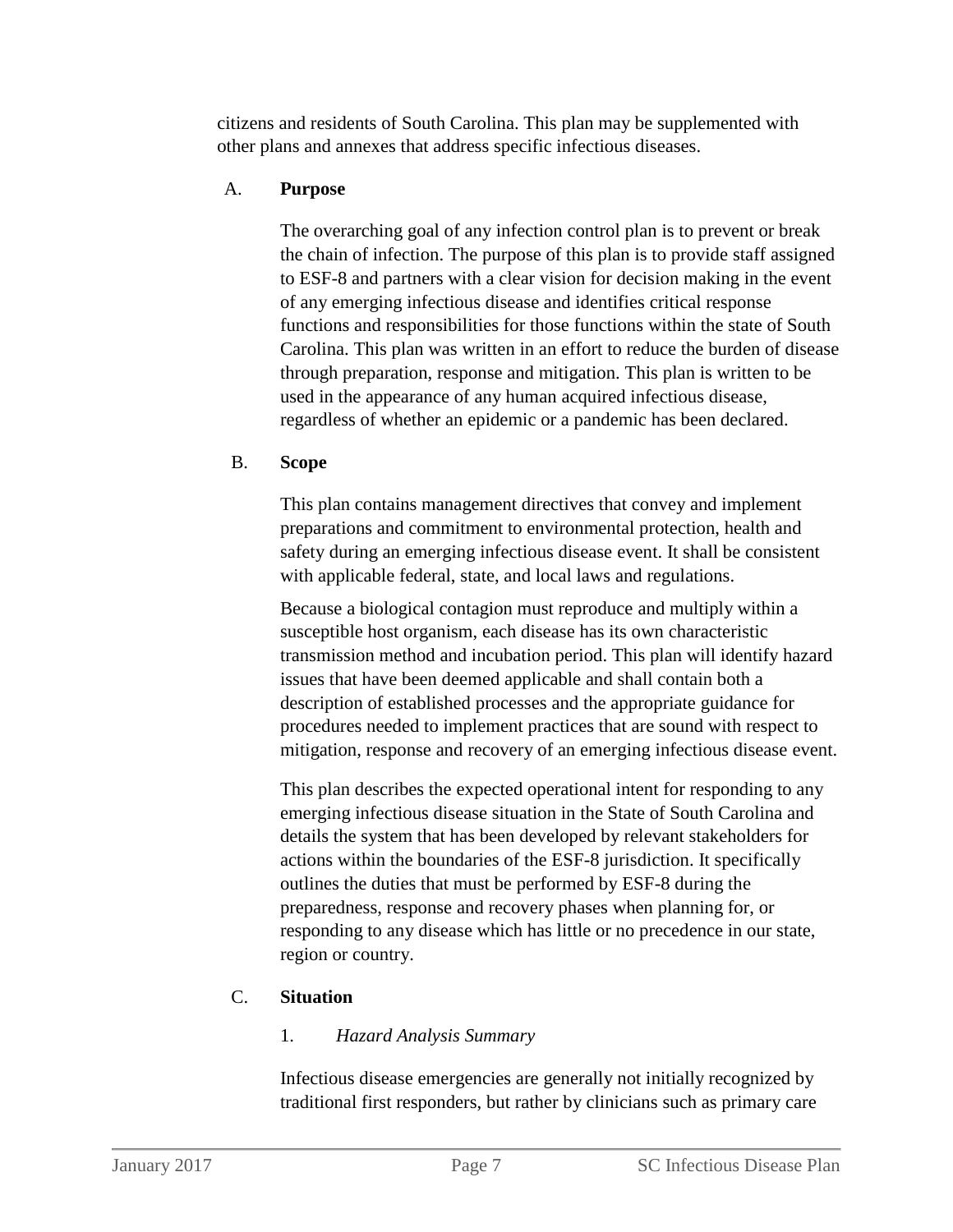citizens and residents of South Carolina. This plan may be supplemented with other plans and annexes that address specific infectious diseases.

A. **Purpose**

The overarching goal of any infection control plan is to prevent or break the chain of infection. The purpose of this plan is to provide staff assigned to ESF-8 and partners with a clear vision for decision making in the event of any emerging infectious disease and identifies critical response functions and responsibilities for those functions within the state of South Carolina. This plan was written in an effort to reduce the burden of disease through preparation, response and mitigation. This plan is written to be used in the appearance of any human acquired infectious disease, regardless of whether an epidemic or a pandemic has been declared.

B. **Scope**

This plan contains management directives that convey and implement preparations and commitment to environmental protection, health and safety during an emerging infectious disease event. It shall be consistent with applicable federal, state, and local laws and regulations.

Because a biological contagion must reproduce and multiply within a susceptible host organism, each disease has its own characteristic transmission method and incubation period. This plan will identify hazard issues that have been deemed applicable and shall contain both a description of established processes and the appropriate guidance for procedures needed to implement practices that are sound with respect to mitigation, response and recovery of an emerging infectious disease event.

This plan describes the expected operational intent for responding to any emerging infectious disease situation in the State of South Carolina and details the system that has been developed by relevant stakeholders for actions within the boundaries of the ESF-8 jurisdiction. It specifically outlines the duties that must be performed by ESF-8 during the preparedness, response and recovery phases when planning for, or responding to any disease which has little or no precedence in our state, region or country.

C. **Situation**

1. *Hazard Analysis Summary*

Infectious disease emergencies are generally not initially recognized by traditional first responders, but rather by clinicians such as primary care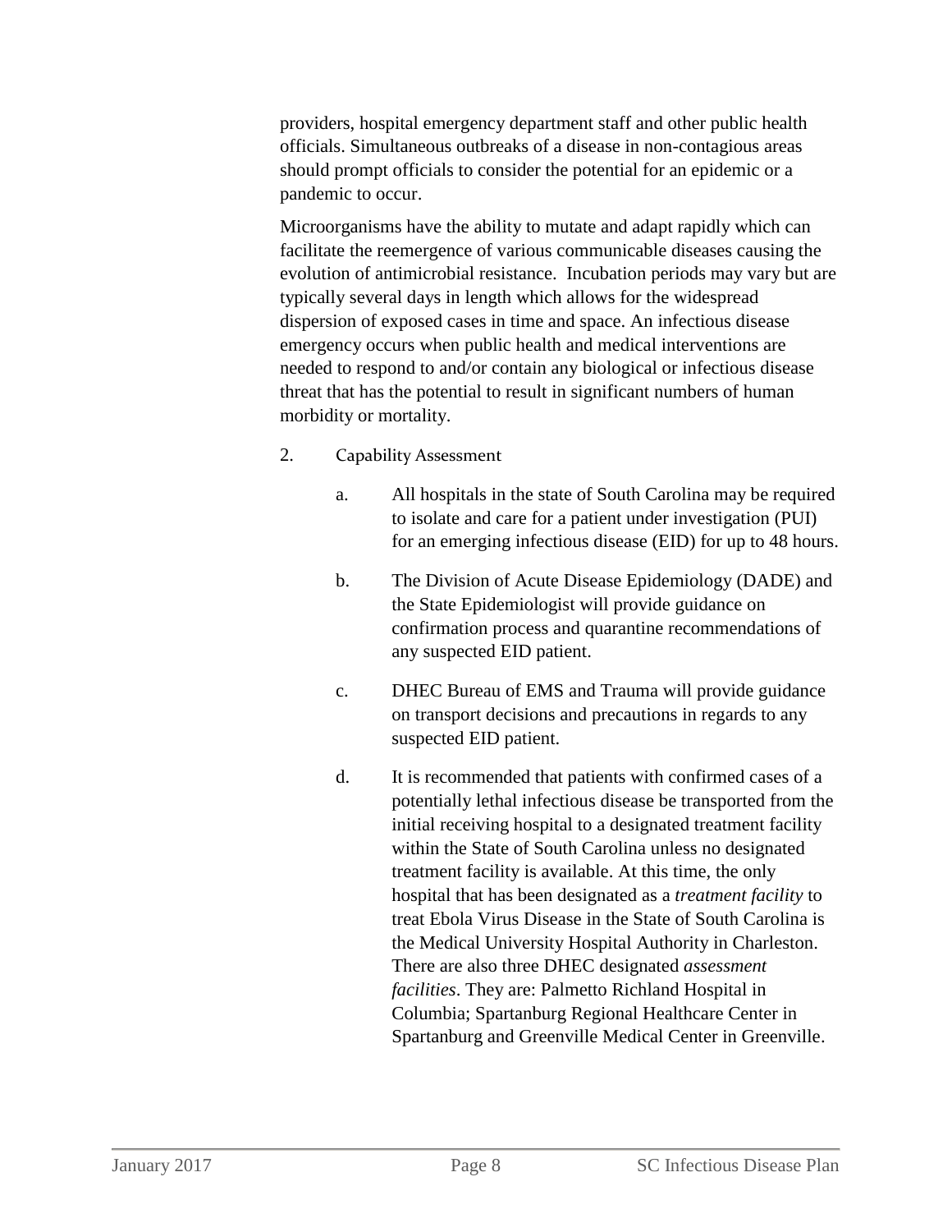providers, hospital emergency department staff and other public health officials. Simultaneous outbreaks of a disease in non-contagious areas should prompt officials to consider the potential for an epidemic or a pandemic to occur.

Microorganisms have the ability to mutate and adapt rapidly which can facilitate the reemergence of various communicable diseases causing the evolution of antimicrobial resistance. Incubation periods may vary but are typically several days in length which allows for the widespread dispersion of exposed cases in time and space. An infectious disease emergency occurs when public health and medical interventions are needed to respond to and/or contain any biological or infectious disease threat that has the potential to result in significant numbers of human morbidity or mortality.

2. Capability Assessment

   a. All hospitals in the state of South Carolina may be required to isolate and care for a patient under investigation (PUI) for an emerging infectious disease (EID) for up to 48 hours.

   b. The Division of Acute Disease Epidemiology (DADE) and the State Epidemiologist will provide guidance on confirmation process and quarantine recommendations of any suspected EID patient.

   c. DHEC Bureau of EMS and Trauma will provide guidance on transport decisions and precautions in regards to any suspected EID patient.

   d. It is recommended that patients with confirmed cases of a potentially lethal infectious disease be transported from the initial receiving hospital to a designated treatment facility within the State of South Carolina unless no designated treatment facility is available. At this time, the only hospital that has been designated as a *treatment facility* to treat Ebola Virus Disease in the State of South Carolina is the Medical University Hospital Authority in Charleston. There are also three DHEC designated *assessment facilities*. They are: Palmetto Richland Hospital in Columbia; Spartanburg Regional Healthcare Center in Spartanburg and Greenville Medical Center in Greenville.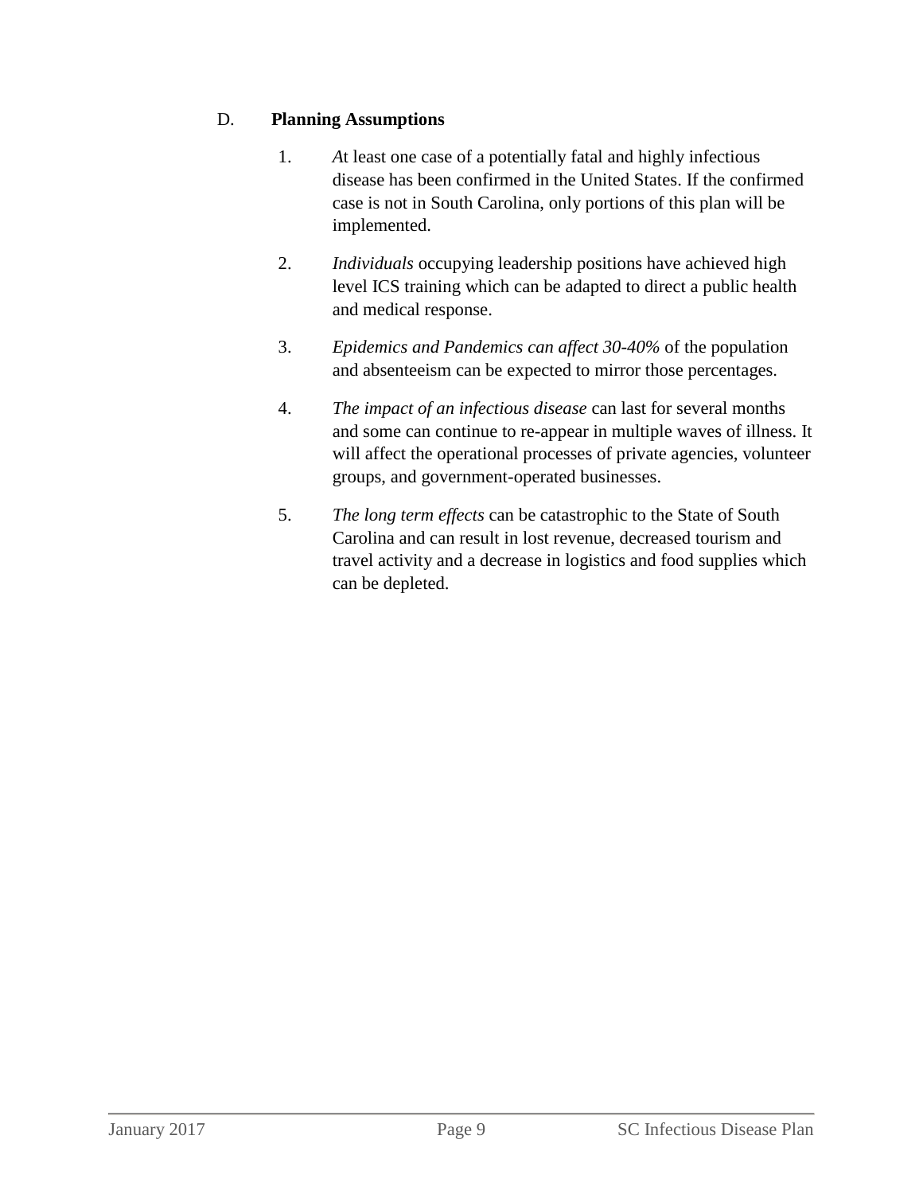### D. **Planning Assumptions**

1. *A*t least one case of a potentially fatal and highly infectious disease has been confirmed in the United States. If the confirmed case is not in South Carolina, only portions of this plan will be implemented.

2. *Individuals* occupying leadership positions have achieved high level ICS training which can be adapted to direct a public health and medical response.

3. *Epidemics and Pandemics can affect 30-40%* of the population and absenteeism can be expected to mirror those percentages.

4. *The impact of an infectious disease* can last for several months and some can continue to re-appear in multiple waves of illness. It will affect the operational processes of private agencies, volunteer groups, and government-operated businesses.

5. *The long term effects* can be catastrophic to the State of South Carolina and can result in lost revenue, decreased tourism and travel activity and a decrease in logistics and food supplies which can be depleted.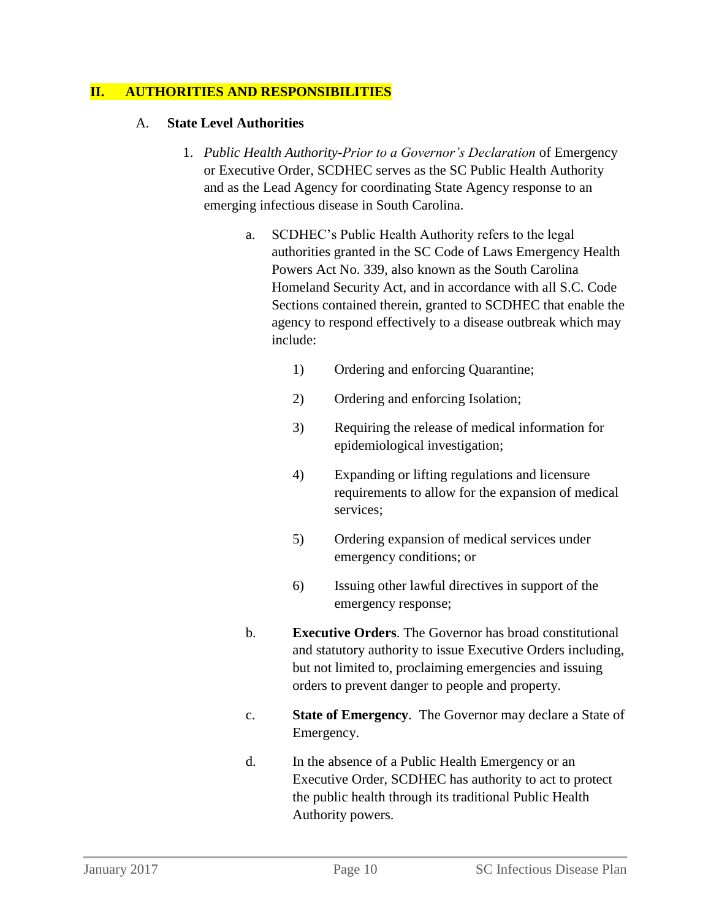## II. AUTHORITIES AND RESPONSIBILITIES

### A. State Level Authorities

1. *Public Health Authority-Prior to a Governor's Declaration* of Emergency or Executive Order, SCDHEC serves as the SC Public Health Authority and as the Lead Agency for coordinating State Agency response to an emerging infectious disease in South Carolina.

   a. SCDHEC's Public Health Authority refers to the legal authorities granted in the SC Code of Laws Emergency Health Powers Act No. 339, also known as the South Carolina Homeland Security Act, and in accordance with all S.C. Code Sections contained therein, granted to SCDHEC that enable the agency to respond effectively to a disease outbreak which may include:

      1) Ordering and enforcing Quarantine;

      2) Ordering and enforcing Isolation;

      3) Requiring the release of medical information for epidemiological investigation;

      4) Expanding or lifting regulations and licensure requirements to allow for the expansion of medical services;

      5) Ordering expansion of medical services under emergency conditions; or

      6) Issuing other lawful directives in support of the emergency response;

   b. **Executive Orders**. The Governor has broad constitutional and statutory authority to issue Executive Orders including, but not limited to, proclaiming emergencies and issuing orders to prevent danger to people and property.

   c. **State of Emergency**. The Governor may declare a State of Emergency.

   d. In the absence of a Public Health Emergency or an Executive Order, SCDHEC has authority to act to protect the public health through its traditional Public Health Authority powers.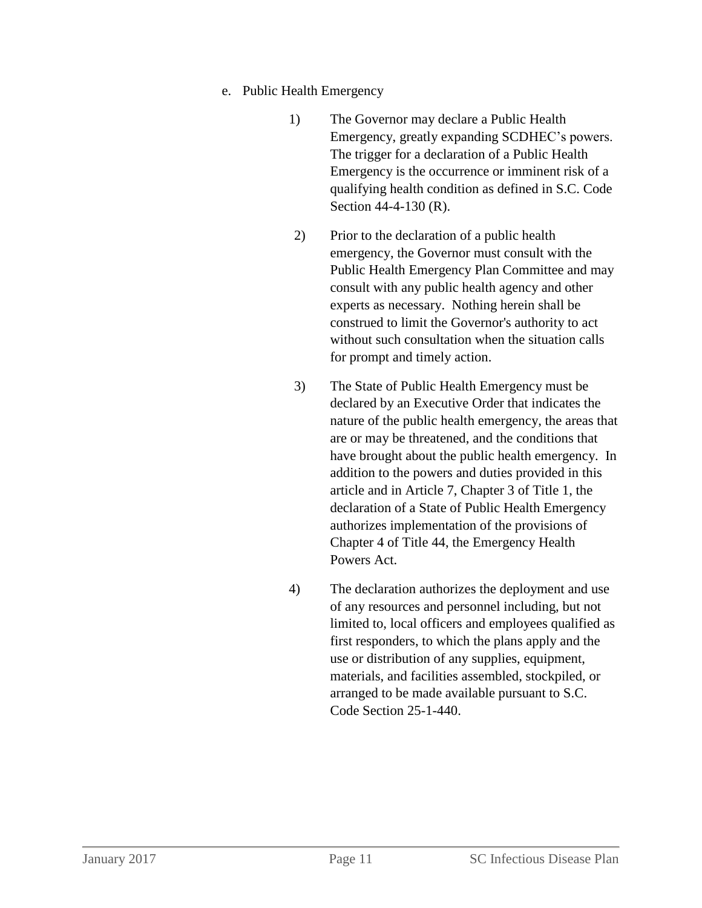e. Public Health Emergency

1) The Governor may declare a Public Health Emergency, greatly expanding SCDHEC's powers. The trigger for a declaration of a Public Health Emergency is the occurrence or imminent risk of a qualifying health condition as defined in S.C. Code Section 44-4-130 (R).

2) Prior to the declaration of a public health emergency, the Governor must consult with the Public Health Emergency Plan Committee and may consult with any public health agency and other experts as necessary. Nothing herein shall be construed to limit the Governor's authority to act without such consultation when the situation calls for prompt and timely action.

3) The State of Public Health Emergency must be declared by an Executive Order that indicates the nature of the public health emergency, the areas that are or may be threatened, and the conditions that have brought about the public health emergency. In addition to the powers and duties provided in this article and in Article 7, Chapter 3 of Title 1, the declaration of a State of Public Health Emergency authorizes implementation of the provisions of Chapter 4 of Title 44, the Emergency Health Powers Act.

4) The declaration authorizes the deployment and use of any resources and personnel including, but not limited to, local officers and employees qualified as first responders, to which the plans apply and the use or distribution of any supplies, equipment, materials, and facilities assembled, stockpiled, or arranged to be made available pursuant to S.C. Code Section 25-1-440.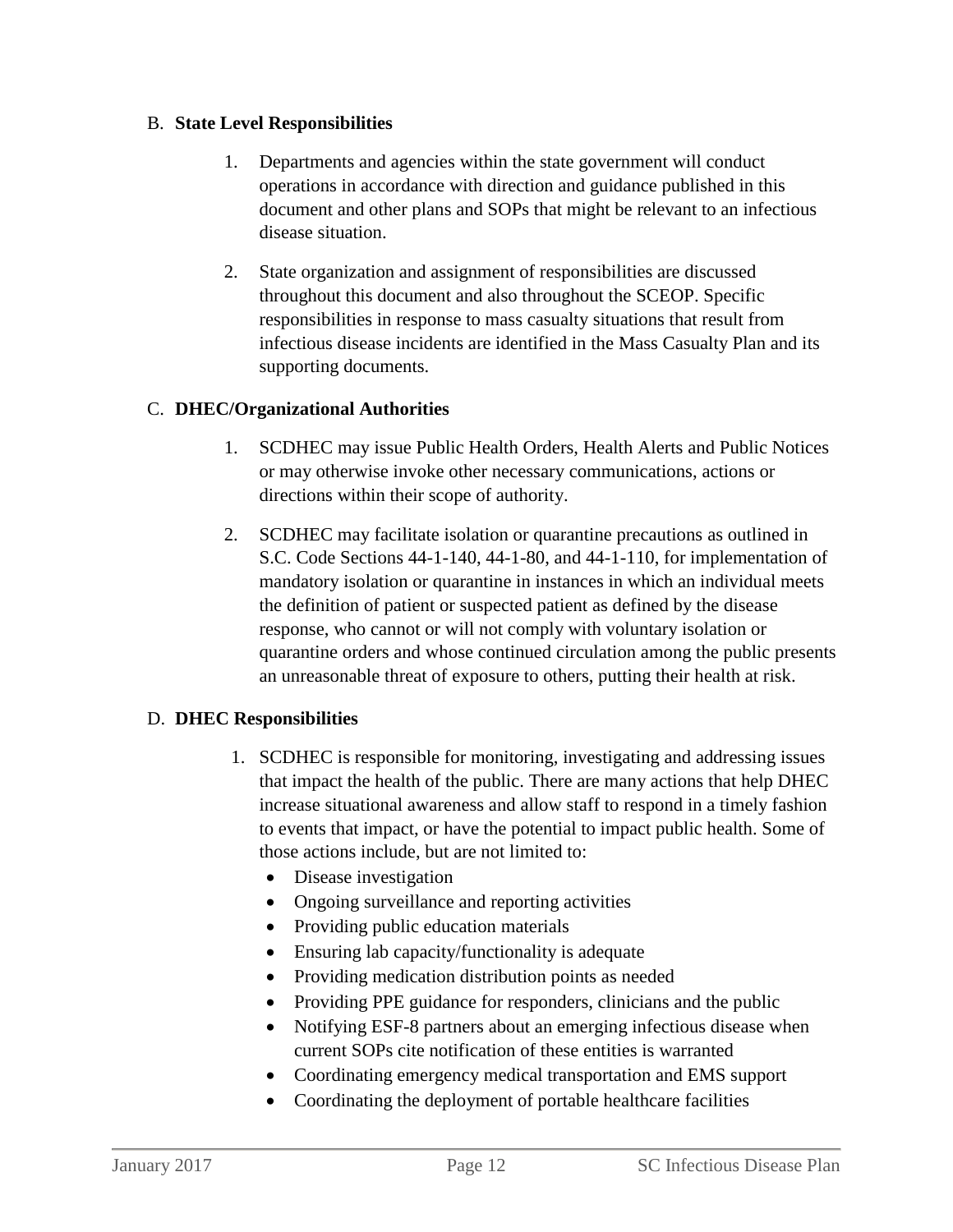## B. **State Level Responsibilities**

1. Departments and agencies within the state government will conduct operations in accordance with direction and guidance published in this document and other plans and SOPs that might be relevant to an infectious disease situation.

2. State organization and assignment of responsibilities are discussed throughout this document and also throughout the SCEOP. Specific responsibilities in response to mass casualty situations that result from infectious disease incidents are identified in the Mass Casualty Plan and its supporting documents.

## C. **DHEC/Organizational Authorities**

1. SCDHEC may issue Public Health Orders, Health Alerts and Public Notices or may otherwise invoke other necessary communications, actions or directions within their scope of authority.

2. SCDHEC may facilitate isolation or quarantine precautions as outlined in S.C. Code Sections 44-1-140, 44-1-80, and 44-1-110, for implementation of mandatory isolation or quarantine in instances in which an individual meets the definition of patient or suspected patient as defined by the disease response, who cannot or will not comply with voluntary isolation or quarantine orders and whose continued circulation among the public presents an unreasonable threat of exposure to others, putting their health at risk.

## D. **DHEC Responsibilities**

1. SCDHEC is responsible for monitoring, investigating and addressing issues that impact the health of the public. There are many actions that help DHEC increase situational awareness and allow staff to respond in a timely fashion to events that impact, or have the potential to impact public health. Some of those actions include, but are not limited to:
   - Disease investigation
   - Ongoing surveillance and reporting activities
   - Providing public education materials
   - Ensuring lab capacity/functionality is adequate
   - Providing medication distribution points as needed
   - Providing PPE guidance for responders, clinicians and the public
   - Notifying ESF-8 partners about an emerging infectious disease when current SOPs cite notification of these entities is warranted
   - Coordinating emergency medical transportation and EMS support
   - Coordinating the deployment of portable healthcare facilities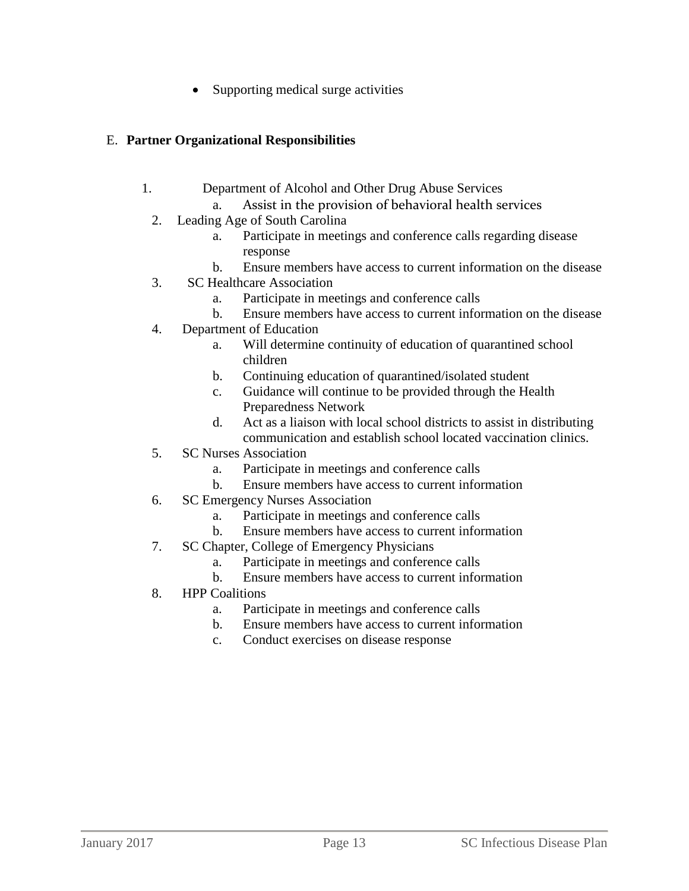- Supporting medical surge activities

E. **Partner Organizational Responsibilities**

1. Department of Alcohol and Other Drug Abuse Services
   a. Assist in the provision of behavioral health services
2. Leading Age of South Carolina
   a. Participate in meetings and conference calls regarding disease response
   b. Ensure members have access to current information on the disease
3. SC Healthcare Association
   a. Participate in meetings and conference calls
   b. Ensure members have access to current information on the disease
4. Department of Education
   a. Will determine continuity of education of quarantined school children
   b. Continuing education of quarantined/isolated student
   c. Guidance will continue to be provided through the Health Preparedness Network
   d. Act as a liaison with local school districts to assist in distributing communication and establish school located vaccination clinics.
5. SC Nurses Association
   a. Participate in meetings and conference calls
   b. Ensure members have access to current information
6. SC Emergency Nurses Association
   a. Participate in meetings and conference calls
   b. Ensure members have access to current information
7. SC Chapter, College of Emergency Physicians
   a. Participate in meetings and conference calls
   b. Ensure members have access to current information
8. HPP Coalitions
   a. Participate in meetings and conference calls
   b. Ensure members have access to current information
   c. Conduct exercises on disease response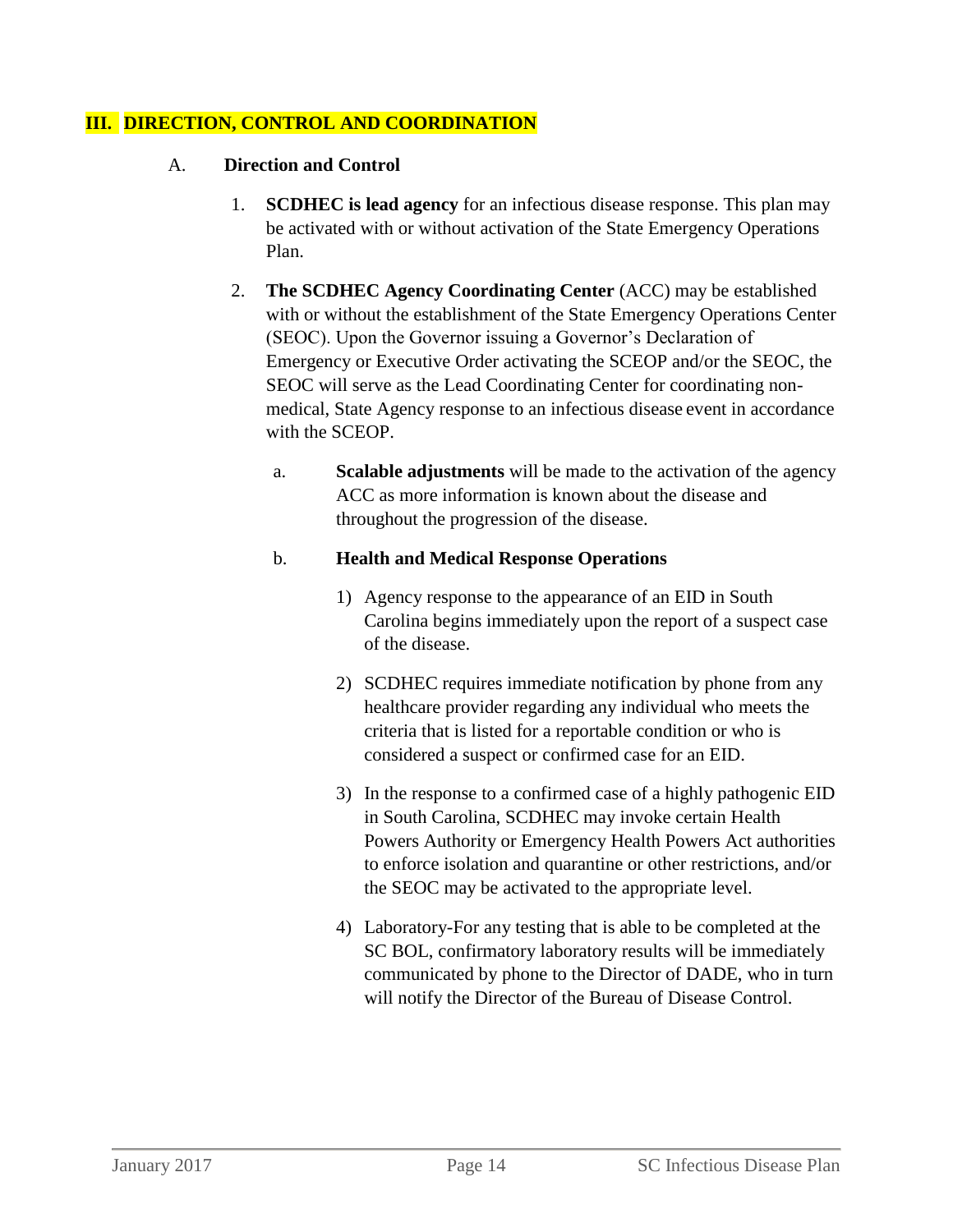## III. DIRECTION, CONTROL AND COORDINATION

### A. Direction and Control

1. **SCDHEC is lead agency** for an infectious disease response. This plan may be activated with or without activation of the State Emergency Operations Plan.

2. **The SCDHEC Agency Coordinating Center** (ACC) may be established with or without the establishment of the State Emergency Operations Center (SEOC). Upon the Governor issuing a Governor's Declaration of Emergency or Executive Order activating the SCEOP and/or the SEOC, the SEOC will serve as the Lead Coordinating Center for coordinating non-medical, State Agency response to an infectious disease event in accordance with the SCEOP.

   a. **Scalable adjustments** will be made to the activation of the agency ACC as more information is known about the disease and throughout the progression of the disease.

   b. **Health and Medical Response Operations**

      1) Agency response to the appearance of an EID in South Carolina begins immediately upon the report of a suspect case of the disease.

      2) SCDHEC requires immediate notification by phone from any healthcare provider regarding any individual who meets the criteria that is listed for a reportable condition or who is considered a suspect or confirmed case for an EID.

      3) In the response to a confirmed case of a highly pathogenic EID in South Carolina, SCDHEC may invoke certain Health Powers Authority or Emergency Health Powers Act authorities to enforce isolation and quarantine or other restrictions, and/or the SEOC may be activated to the appropriate level.

      4) Laboratory-For any testing that is able to be completed at the SC BOL, confirmatory laboratory results will be immediately communicated by phone to the Director of DADE, who in turn will notify the Director of the Bureau of Disease Control.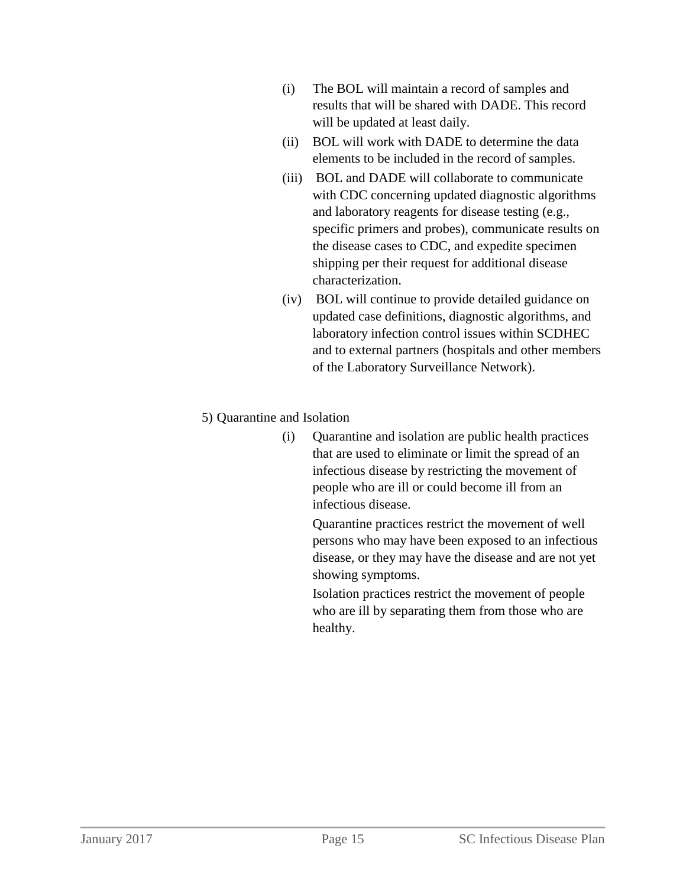(i) The BOL will maintain a record of samples and results that will be shared with DADE. This record will be updated at least daily.

(ii) BOL will work with DADE to determine the data elements to be included in the record of samples.

(iii) BOL and DADE will collaborate to communicate with CDC concerning updated diagnostic algorithms and laboratory reagents for disease testing (e.g., specific primers and probes), communicate results on the disease cases to CDC, and expedite specimen shipping per their request for additional disease characterization.

(iv) BOL will continue to provide detailed guidance on updated case definitions, diagnostic algorithms, and laboratory infection control issues within SCDHEC and to external partners (hospitals and other members of the Laboratory Surveillance Network).

5) Quarantine and Isolation

(i) Quarantine and isolation are public health practices that are used to eliminate or limit the spread of an infectious disease by restricting the movement of people who are ill or could become ill from an infectious disease.

Quarantine practices restrict the movement of well persons who may have been exposed to an infectious disease, or they may have the disease and are not yet showing symptoms.

Isolation practices restrict the movement of people who are ill by separating them from those who are healthy.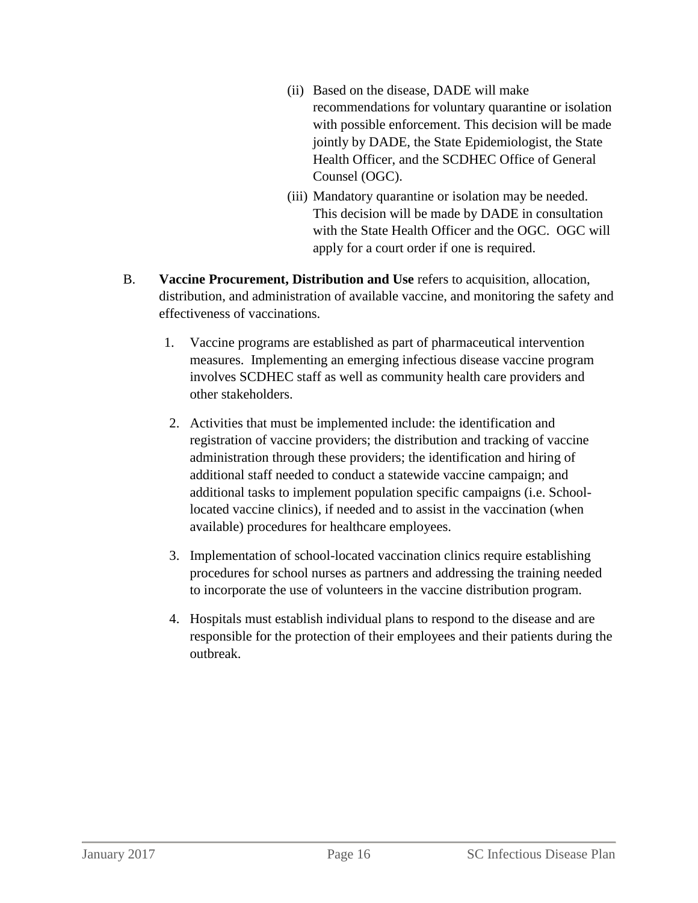(ii) Based on the disease, DADE will make recommendations for voluntary quarantine or isolation with possible enforcement. This decision will be made jointly by DADE, the State Epidemiologist, the State Health Officer, and the SCDHEC Office of General Counsel (OGC).

(iii) Mandatory quarantine or isolation may be needed. This decision will be made by DADE in consultation with the State Health Officer and the OGC. OGC will apply for a court order if one is required.

B. **Vaccine Procurement, Distribution and Use** refers to acquisition, allocation, distribution, and administration of available vaccine, and monitoring the safety and effectiveness of vaccinations.

1. Vaccine programs are established as part of pharmaceutical intervention measures. Implementing an emerging infectious disease vaccine program involves SCDHEC staff as well as community health care providers and other stakeholders.

2. Activities that must be implemented include: the identification and registration of vaccine providers; the distribution and tracking of vaccine administration through these providers; the identification and hiring of additional staff needed to conduct a statewide vaccine campaign; and additional tasks to implement population specific campaigns (i.e. School-located vaccine clinics), if needed and to assist in the vaccination (when available) procedures for healthcare employees.

3. Implementation of school-located vaccination clinics require establishing procedures for school nurses as partners and addressing the training needed to incorporate the use of volunteers in the vaccine distribution program.

4. Hospitals must establish individual plans to respond to the disease and are responsible for the protection of their employees and their patients during the outbreak.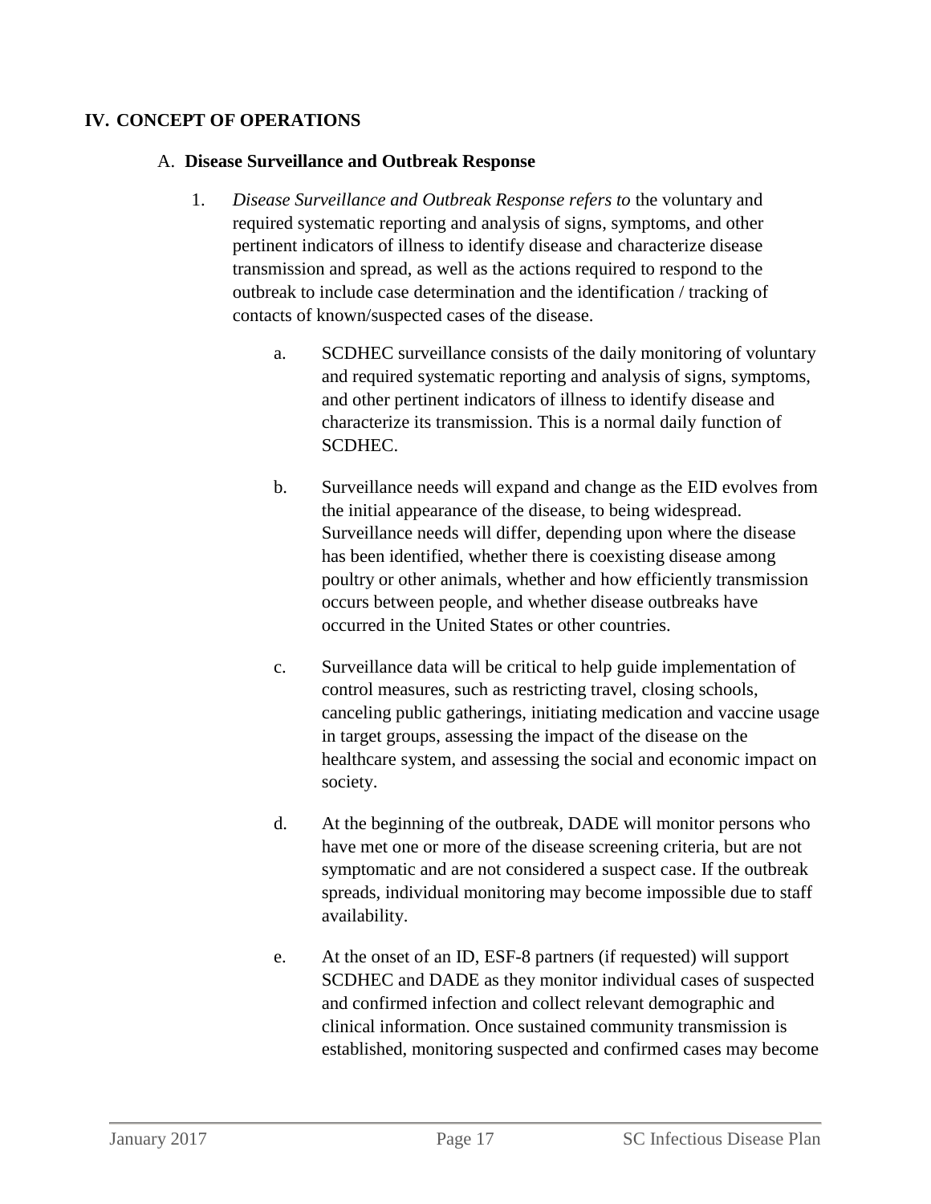## IV. CONCEPT OF OPERATIONS

### A. Disease Surveillance and Outbreak Response

1. *Disease Surveillance and Outbreak Response refers to* the voluntary and required systematic reporting and analysis of signs, symptoms, and other pertinent indicators of illness to identify disease and characterize disease transmission and spread, as well as the actions required to respond to the outbreak to include case determination and the identification / tracking of contacts of known/suspected cases of the disease.

   a. SCDHEC surveillance consists of the daily monitoring of voluntary and required systematic reporting and analysis of signs, symptoms, and other pertinent indicators of illness to identify disease and characterize its transmission. This is a normal daily function of SCDHEC.

   b. Surveillance needs will expand and change as the EID evolves from the initial appearance of the disease, to being widespread. Surveillance needs will differ, depending upon where the disease has been identified, whether there is coexisting disease among poultry or other animals, whether and how efficiently transmission occurs between people, and whether disease outbreaks have occurred in the United States or other countries.

   c. Surveillance data will be critical to help guide implementation of control measures, such as restricting travel, closing schools, canceling public gatherings, initiating medication and vaccine usage in target groups, assessing the impact of the disease on the healthcare system, and assessing the social and economic impact on society.

   d. At the beginning of the outbreak, DADE will monitor persons who have met one or more of the disease screening criteria, but are not symptomatic and are not considered a suspect case. If the outbreak spreads, individual monitoring may become impossible due to staff availability.

   e. At the onset of an ID, ESF-8 partners (if requested) will support SCDHEC and DADE as they monitor individual cases of suspected and confirmed infection and collect relevant demographic and clinical information. Once sustained community transmission is established, monitoring suspected and confirmed cases may become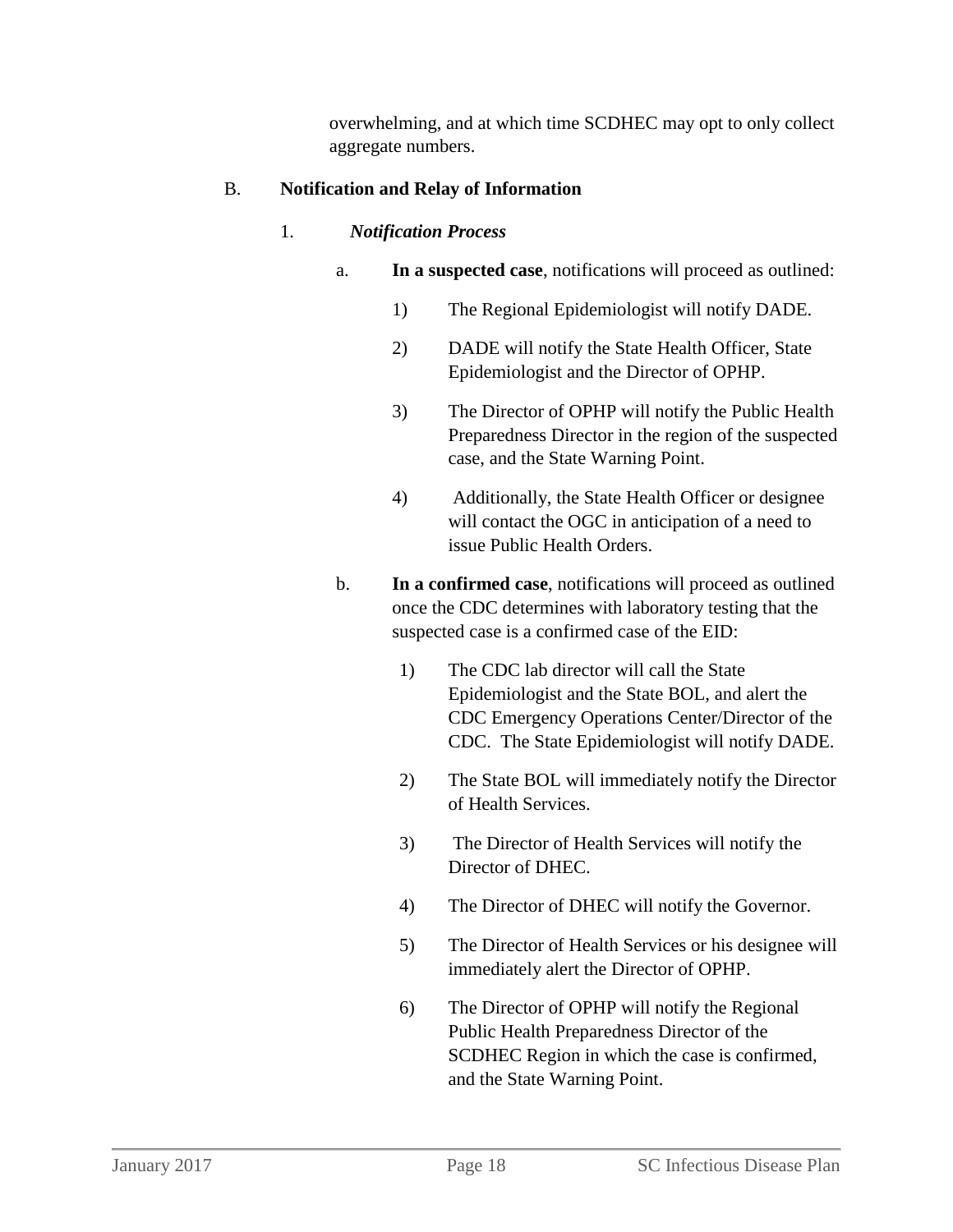overwhelming, and at which time SCDHEC may opt to only collect aggregate numbers.

## B. Notification and Relay of Information

### 1. *Notification Process*

a. **In a suspected case**, notifications will proceed as outlined:

1) The Regional Epidemiologist will notify DADE.

2) DADE will notify the State Health Officer, State Epidemiologist and the Director of OPHP.

3) The Director of OPHP will notify the Public Health Preparedness Director in the region of the suspected case, and the State Warning Point.

4) Additionally, the State Health Officer or designee will contact the OGC in anticipation of a need to issue Public Health Orders.

b. **In a confirmed case**, notifications will proceed as outlined once the CDC determines with laboratory testing that the suspected case is a confirmed case of the EID:

1) The CDC lab director will call the State Epidemiologist and the State BOL, and alert the CDC Emergency Operations Center/Director of the CDC. The State Epidemiologist will notify DADE.

2) The State BOL will immediately notify the Director of Health Services.

3) The Director of Health Services will notify the Director of DHEC.

4) The Director of DHEC will notify the Governor.

5) The Director of Health Services or his designee will immediately alert the Director of OPHP.

6) The Director of OPHP will notify the Regional Public Health Preparedness Director of the SCDHEC Region in which the case is confirmed, and the State Warning Point.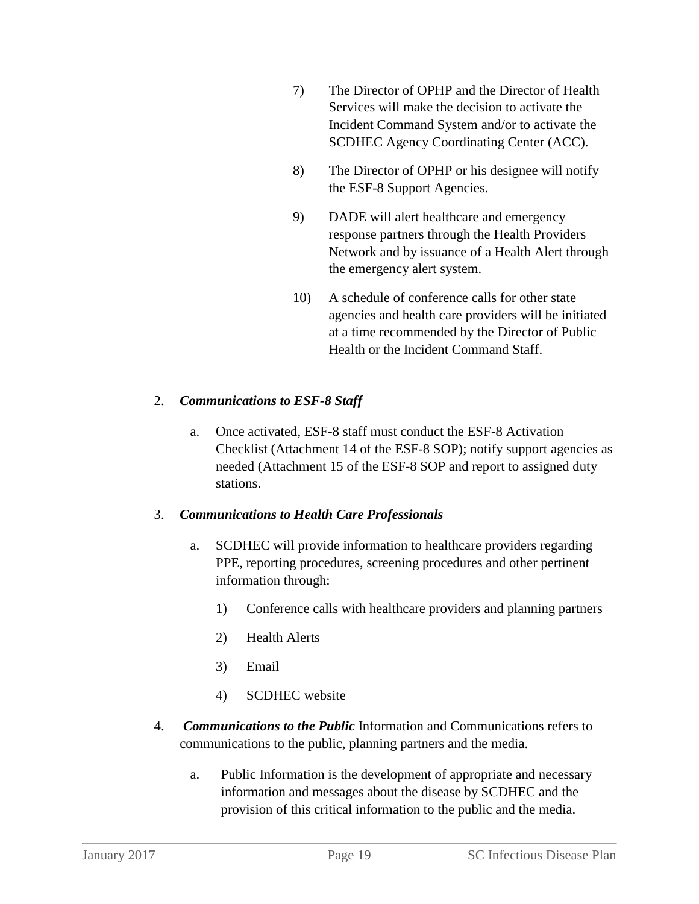7) The Director of OPHP and the Director of Health Services will make the decision to activate the Incident Command System and/or to activate the SCDHEC Agency Coordinating Center (ACC).

8) The Director of OPHP or his designee will notify the ESF-8 Support Agencies.

9) DADE will alert healthcare and emergency response partners through the Health Providers Network and by issuance of a Health Alert through the emergency alert system.

10) A schedule of conference calls for other state agencies and health care providers will be initiated at a time recommended by the Director of Public Health or the Incident Command Staff.

2. ***Communications to ESF-8 Staff***

   a. Once activated, ESF-8 staff must conduct the ESF-8 Activation Checklist (Attachment 14 of the ESF-8 SOP); notify support agencies as needed (Attachment 15 of the ESF-8 SOP and report to assigned duty stations.

3. ***Communications to Health Care Professionals***

   a. SCDHEC will provide information to healthcare providers regarding PPE, reporting procedures, screening procedures and other pertinent information through:

      1) Conference calls with healthcare providers and planning partners

      2) Health Alerts

      3) Email

      4) SCDHEC website

4. ***Communications to the Public*** Information and Communications refers to communications to the public, planning partners and the media.

   a. Public Information is the development of appropriate and necessary information and messages about the disease by SCDHEC and the provision of this critical information to the public and the media.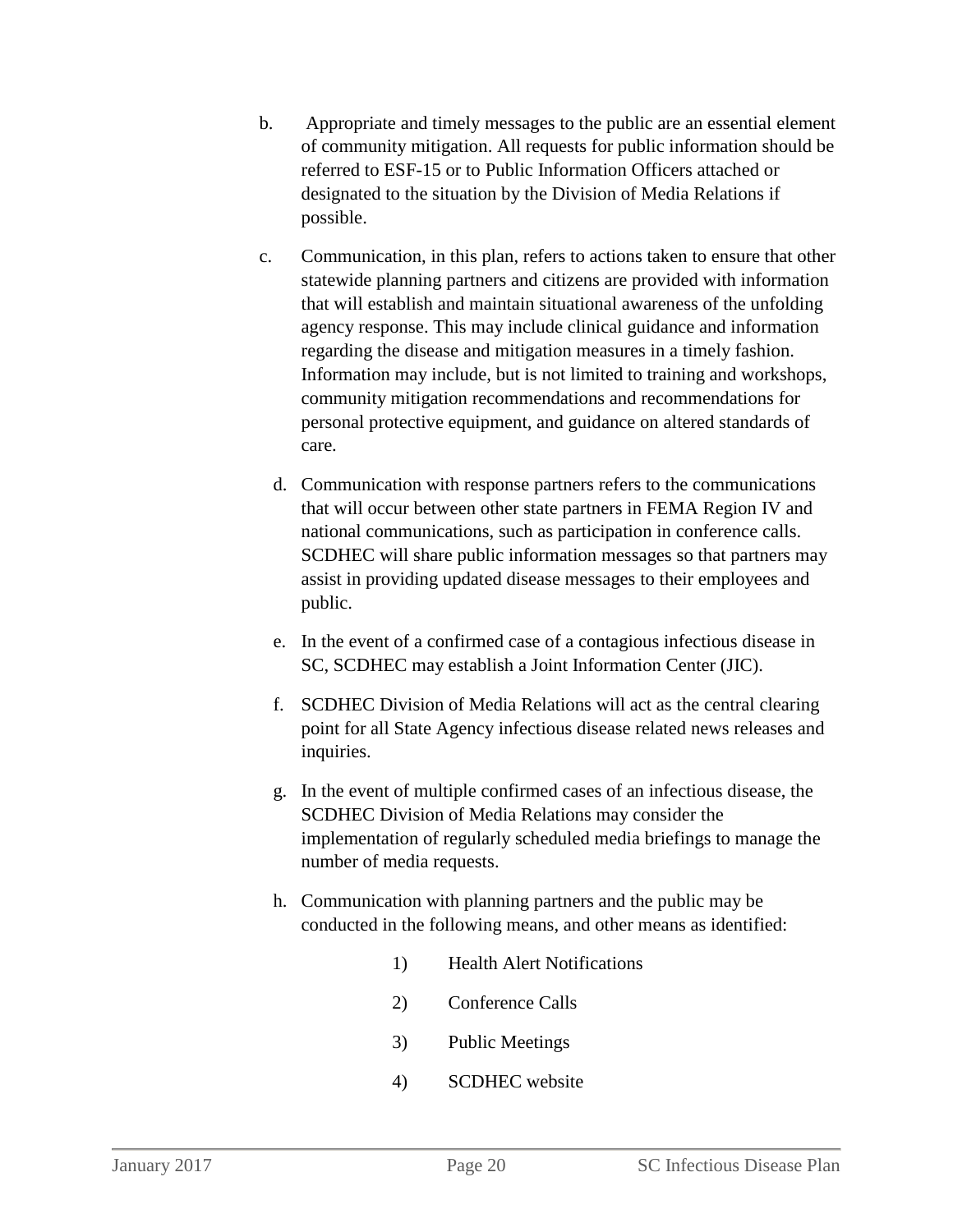b. Appropriate and timely messages to the public are an essential element of community mitigation. All requests for public information should be referred to ESF-15 or to Public Information Officers attached or designated to the situation by the Division of Media Relations if possible.

c. Communication, in this plan, refers to actions taken to ensure that other statewide planning partners and citizens are provided with information that will establish and maintain situational awareness of the unfolding agency response. This may include clinical guidance and information regarding the disease and mitigation measures in a timely fashion. Information may include, but is not limited to training and workshops, community mitigation recommendations and recommendations for personal protective equipment, and guidance on altered standards of care.

d. Communication with response partners refers to the communications that will occur between other state partners in FEMA Region IV and national communications, such as participation in conference calls. SCDHEC will share public information messages so that partners may assist in providing updated disease messages to their employees and public.

e. In the event of a confirmed case of a contagious infectious disease in SC, SCDHEC may establish a Joint Information Center (JIC).

f. SCDHEC Division of Media Relations will act as the central clearing point for all State Agency infectious disease related news releases and inquiries.

g. In the event of multiple confirmed cases of an infectious disease, the SCDHEC Division of Media Relations may consider the implementation of regularly scheduled media briefings to manage the number of media requests.

h. Communication with planning partners and the public may be conducted in the following means, and other means as identified:

   1) Health Alert Notifications

   2) Conference Calls

   3) Public Meetings

   4) SCDHEC website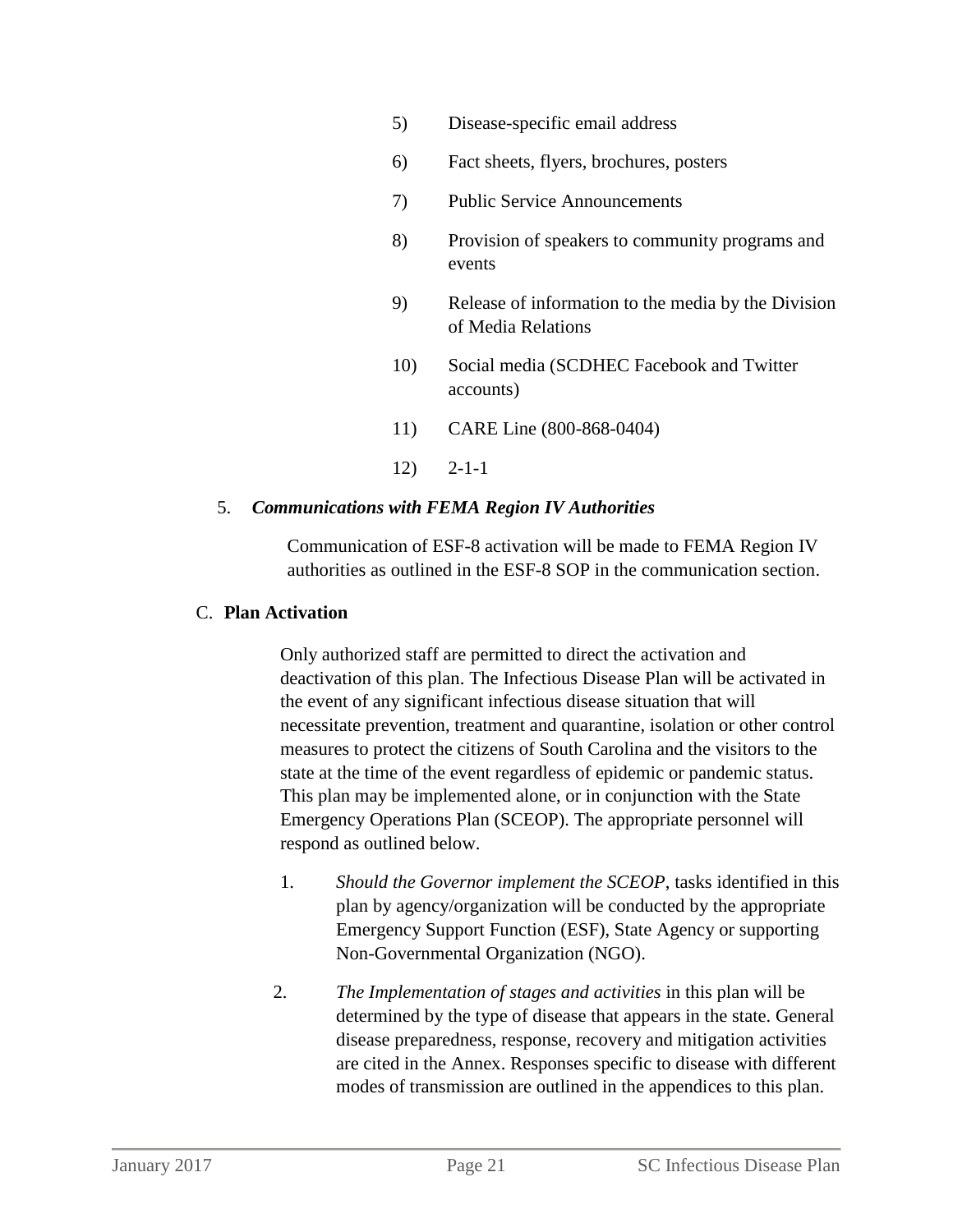5) Disease-specific email address

6) Fact sheets, flyers, brochures, posters

7) Public Service Announcements

8) Provision of speakers to community programs and events

9) Release of information to the media by the Division of Media Relations

10) Social media (SCDHEC Facebook and Twitter accounts)

11) CARE Line (800-868-0404)

12) 2-1-1

5. ***Communications with FEMA Region IV Authorities***

Communication of ESF-8 activation will be made to FEMA Region IV authorities as outlined in the ESF-8 SOP in the communication section.

C. **Plan Activation**

Only authorized staff are permitted to direct the activation and deactivation of this plan. The Infectious Disease Plan will be activated in the event of any significant infectious disease situation that will necessitate prevention, treatment and quarantine, isolation or other control measures to protect the citizens of South Carolina and the visitors to the state at the time of the event regardless of epidemic or pandemic status. This plan may be implemented alone, or in conjunction with the State Emergency Operations Plan (SCEOP). The appropriate personnel will respond as outlined below.

1. *Should the Governor implement the SCEOP*, tasks identified in this plan by agency/organization will be conducted by the appropriate Emergency Support Function (ESF), State Agency or supporting Non-Governmental Organization (NGO).

2. *The Implementation of stages and activities* in this plan will be determined by the type of disease that appears in the state. General disease preparedness, response, recovery and mitigation activities are cited in the Annex. Responses specific to disease with different modes of transmission are outlined in the appendices to this plan.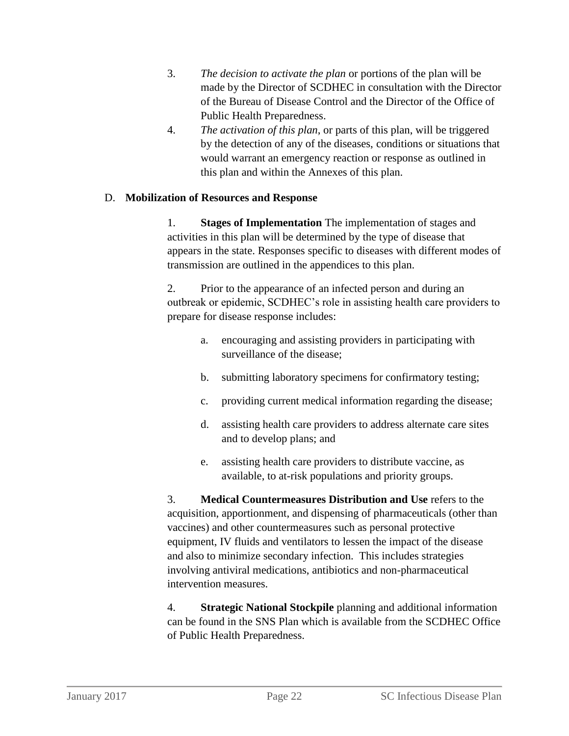3. *The decision to activate the plan* or portions of the plan will be made by the Director of SCDHEC in consultation with the Director of the Bureau of Disease Control and the Director of the Office of Public Health Preparedness.
4. *The activation of this plan*, or parts of this plan, will be triggered by the detection of any of the diseases, conditions or situations that would warrant an emergency reaction or response as outlined in this plan and within the Annexes of this plan.

D. **Mobilization of Resources and Response**

1. **Stages of Implementation** The implementation of stages and activities in this plan will be determined by the type of disease that appears in the state. Responses specific to diseases with different modes of transmission are outlined in the appendices to this plan.

2. Prior to the appearance of an infected person and during an outbreak or epidemic, SCDHEC's role in assisting health care providers to prepare for disease response includes:

   a. encouraging and assisting providers in participating with surveillance of the disease;

   b. submitting laboratory specimens for confirmatory testing;

   c. providing current medical information regarding the disease;

   d. assisting health care providers to address alternate care sites and to develop plans; and

   e. assisting health care providers to distribute vaccine, as available, to at-risk populations and priority groups.

3. **Medical Countermeasures Distribution and Use** refers to the acquisition, apportionment, and dispensing of pharmaceuticals (other than vaccines) and other countermeasures such as personal protective equipment, IV fluids and ventilators to lessen the impact of the disease and also to minimize secondary infection. This includes strategies involving antiviral medications, antibiotics and non-pharmaceutical intervention measures.

4. **Strategic National Stockpile** planning and additional information can be found in the SNS Plan which is available from the SCDHEC Office of Public Health Preparedness.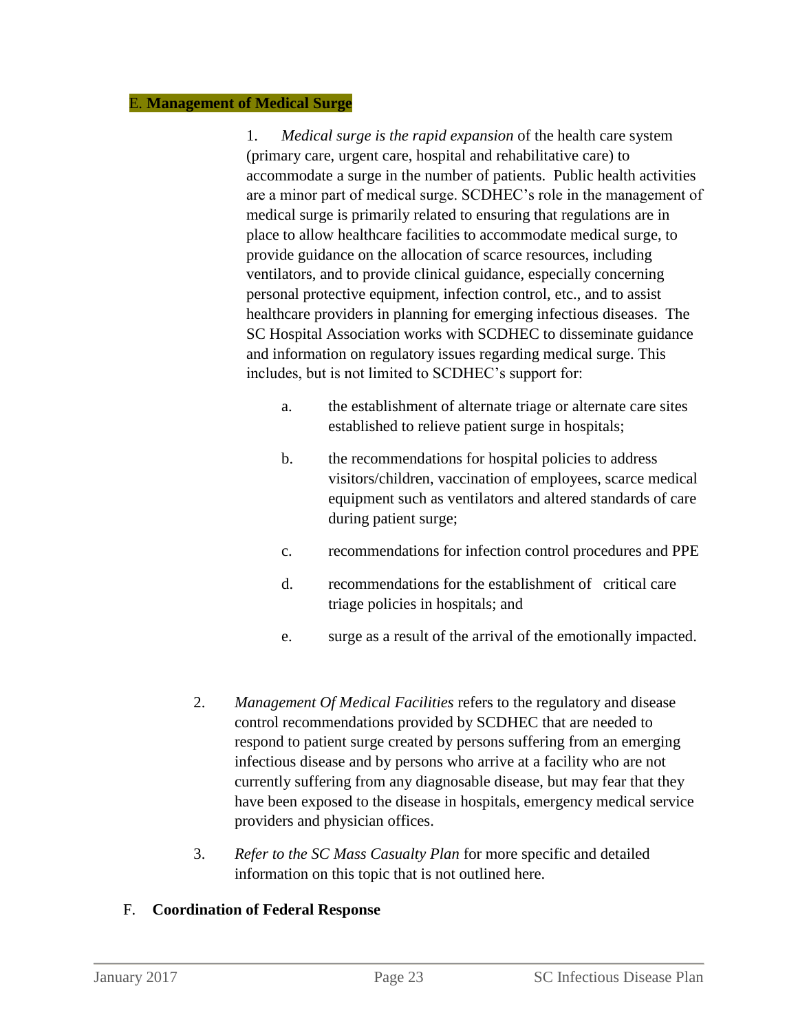### E. **Management of Medical Surge**

1. *Medical surge is the rapid expansion* of the health care system (primary care, urgent care, hospital and rehabilitative care) to accommodate a surge in the number of patients. Public health activities are a minor part of medical surge. SCDHEC's role in the management of medical surge is primarily related to ensuring that regulations are in place to allow healthcare facilities to accommodate medical surge, to provide guidance on the allocation of scarce resources, including ventilators, and to provide clinical guidance, especially concerning personal protective equipment, infection control, etc., and to assist healthcare providers in planning for emerging infectious diseases. The SC Hospital Association works with SCDHEC to disseminate guidance and information on regulatory issues regarding medical surge. This includes, but is not limited to SCDHEC's support for:

    a. the establishment of alternate triage or alternate care sites established to relieve patient surge in hospitals;

    b. the recommendations for hospital policies to address visitors/children, vaccination of employees, scarce medical equipment such as ventilators and altered standards of care during patient surge;

    c. recommendations for infection control procedures and PPE

    d. recommendations for the establishment of critical care triage policies in hospitals; and

    e. surge as a result of the arrival of the emotionally impacted.

2. *Management Of Medical Facilities* refers to the regulatory and disease control recommendations provided by SCDHEC that are needed to respond to patient surge created by persons suffering from an emerging infectious disease and by persons who arrive at a facility who are not currently suffering from any diagnosable disease, but may fear that they have been exposed to the disease in hospitals, emergency medical service providers and physician offices.

3. *Refer to the SC Mass Casualty Plan* for more specific and detailed information on this topic that is not outlined here.

### F. **Coordination of Federal Response**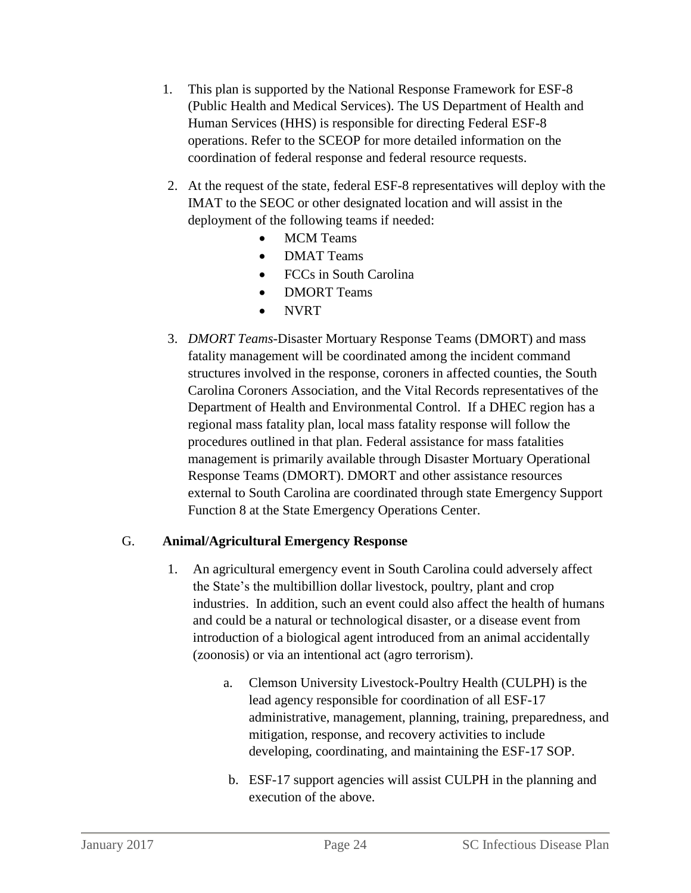1. This plan is supported by the National Response Framework for ESF-8 (Public Health and Medical Services). The US Department of Health and Human Services (HHS) is responsible for directing Federal ESF-8 operations. Refer to the SCEOP for more detailed information on the coordination of federal response and federal resource requests.

2. At the request of the state, federal ESF-8 representatives will deploy with the IMAT to the SEOC or other designated location and will assist in the deployment of the following teams if needed:
   - MCM Teams
   - DMAT Teams
   - FCCs in South Carolina
   - DMORT Teams
   - NVRT

3. *DMORT Teams*-Disaster Mortuary Response Teams (DMORT) and mass fatality management will be coordinated among the incident command structures involved in the response, coroners in affected counties, the South Carolina Coroners Association, and the Vital Records representatives of the Department of Health and Environmental Control. If a DHEC region has a regional mass fatality plan, local mass fatality response will follow the procedures outlined in that plan. Federal assistance for mass fatalities management is primarily available through Disaster Mortuary Operational Response Teams (DMORT). DMORT and other assistance resources external to South Carolina are coordinated through state Emergency Support Function 8 at the State Emergency Operations Center.

G. **Animal/Agricultural Emergency Response**

1. An agricultural emergency event in South Carolina could adversely affect the State's the multibillion dollar livestock, poultry, plant and crop industries. In addition, such an event could also affect the health of humans and could be a natural or technological disaster, or a disease event from introduction of a biological agent introduced from an animal accidentally (zoonosis) or via an intentional act (agro terrorism).

   a. Clemson University Livestock-Poultry Health (CULPH) is the lead agency responsible for coordination of all ESF-17 administrative, management, planning, training, preparedness, and mitigation, response, and recovery activities to include developing, coordinating, and maintaining the ESF-17 SOP.

   b. ESF-17 support agencies will assist CULPH in the planning and execution of the above.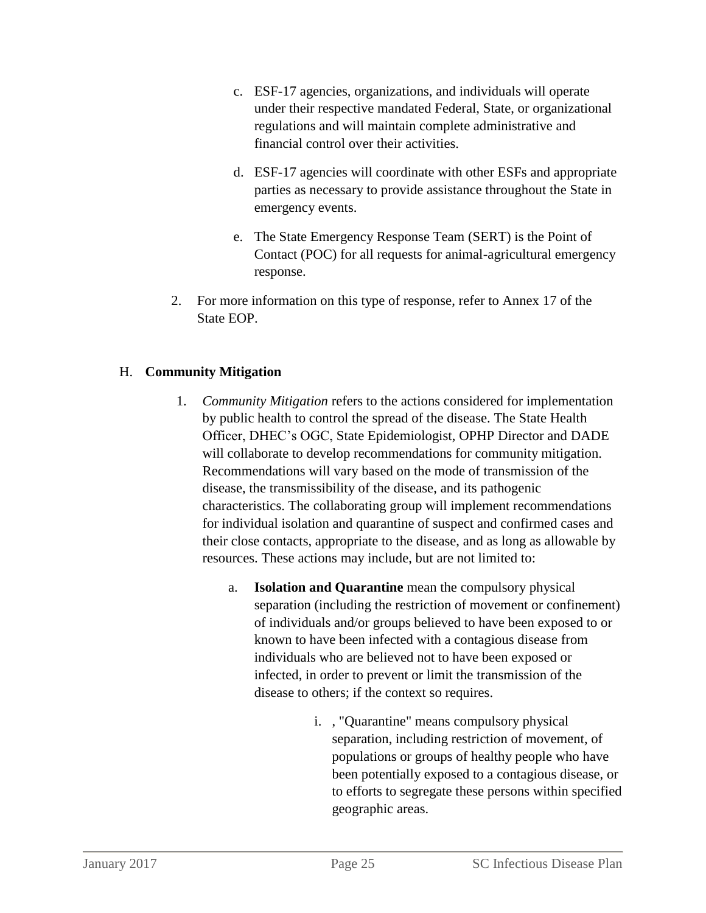c. ESF-17 agencies, organizations, and individuals will operate under their respective mandated Federal, State, or organizational regulations and will maintain complete administrative and financial control over their activities.

d. ESF-17 agencies will coordinate with other ESFs and appropriate parties as necessary to provide assistance throughout the State in emergency events.

e. The State Emergency Response Team (SERT) is the Point of Contact (POC) for all requests for animal-agricultural emergency response.

2. For more information on this type of response, refer to Annex 17 of the State EOP.

## H. **Community Mitigation**

1. *Community Mitigation* refers to the actions considered for implementation by public health to control the spread of the disease. The State Health Officer, DHEC's OGC, State Epidemiologist, OPHP Director and DADE will collaborate to develop recommendations for community mitigation. Recommendations will vary based on the mode of transmission of the disease, the transmissibility of the disease, and its pathogenic characteristics. The collaborating group will implement recommendations for individual isolation and quarantine of suspect and confirmed cases and their close contacts, appropriate to the disease, and as long as allowable by resources. These actions may include, but are not limited to:

    a. **Isolation and Quarantine** mean the compulsory physical separation (including the restriction of movement or confinement) of individuals and/or groups believed to have been exposed to or known to have been infected with a contagious disease from individuals who are believed not to have been exposed or infected, in order to prevent or limit the transmission of the disease to others; if the context so requires.

        i. , "Quarantine" means compulsory physical separation, including restriction of movement, of populations or groups of healthy people who have been potentially exposed to a contagious disease, or to efforts to segregate these persons within specified geographic areas.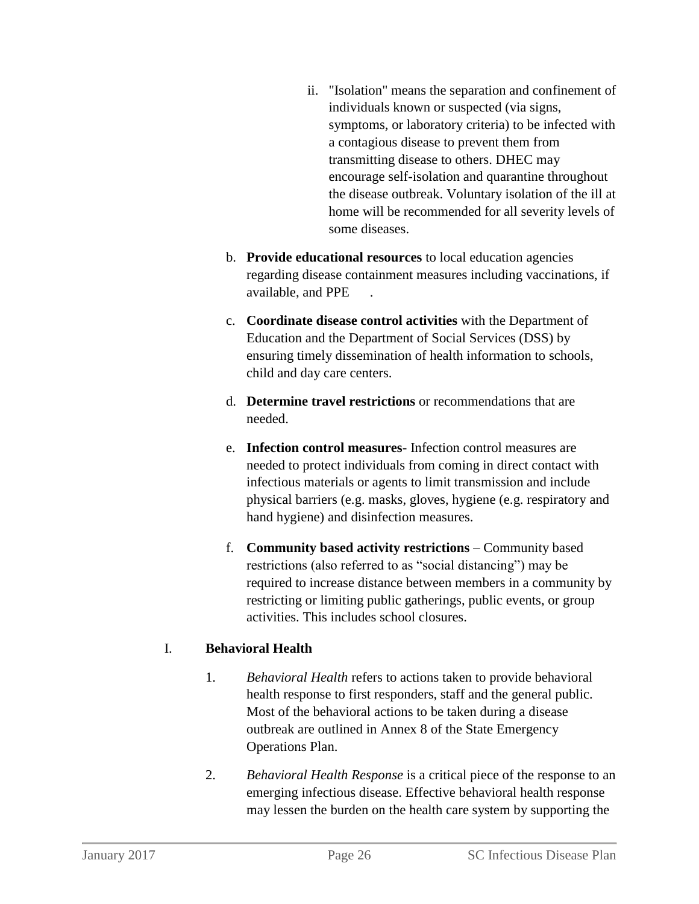ii. "Isolation" means the separation and confinement of individuals known or suspected (via signs, symptoms, or laboratory criteria) to be infected with a contagious disease to prevent them from transmitting disease to others. DHEC may encourage self-isolation and quarantine throughout the disease outbreak. Voluntary isolation of the ill at home will be recommended for all severity levels of some diseases.

b. **Provide educational resources** to local education agencies regarding disease containment measures including vaccinations, if available, and PPE .

c. **Coordinate disease control activities** with the Department of Education and the Department of Social Services (DSS) by ensuring timely dissemination of health information to schools, child and day care centers.

d. **Determine travel restrictions** or recommendations that are needed.

e. **Infection control measures**- Infection control measures are needed to protect individuals from coming in direct contact with infectious materials or agents to limit transmission and include physical barriers (e.g. masks, gloves, hygiene (e.g. respiratory and hand hygiene) and disinfection measures.

f. **Community based activity restrictions** – Community based restrictions (also referred to as "social distancing") may be required to increase distance between members in a community by restricting or limiting public gatherings, public events, or group activities. This includes school closures.

I. **Behavioral Health**

1. *Behavioral Health* refers to actions taken to provide behavioral health response to first responders, staff and the general public. Most of the behavioral actions to be taken during a disease outbreak are outlined in Annex 8 of the State Emergency Operations Plan.

2. *Behavioral Health Response* is a critical piece of the response to an emerging infectious disease. Effective behavioral health response may lessen the burden on the health care system by supporting the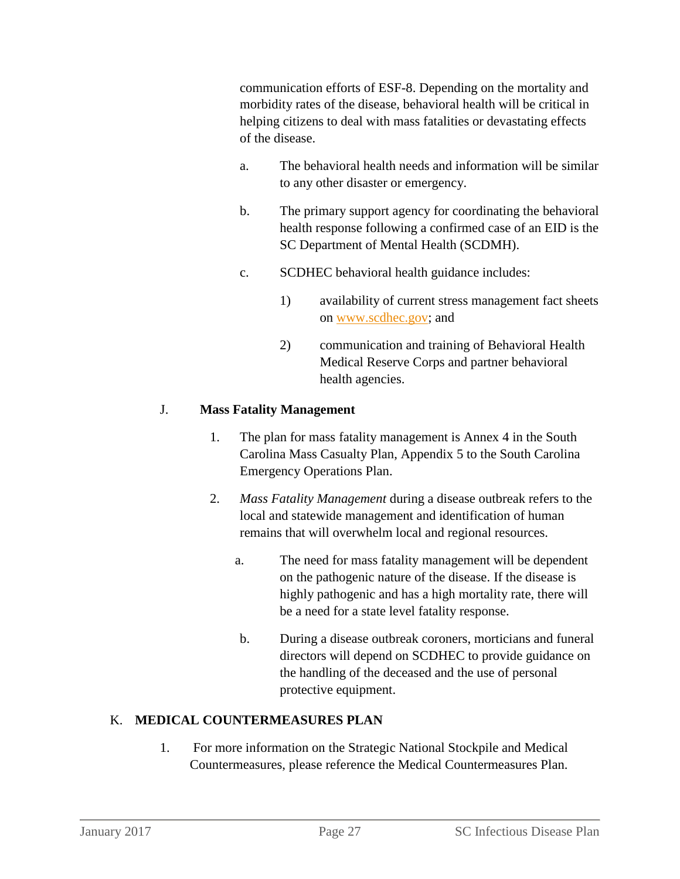communication efforts of ESF-8. Depending on the mortality and morbidity rates of the disease, behavioral health will be critical in helping citizens to deal with mass fatalities or devastating effects of the disease.

a. The behavioral health needs and information will be similar to any other disaster or emergency.

b. The primary support agency for coordinating the behavioral health response following a confirmed case of an EID is the SC Department of Mental Health (SCDMH).

c. SCDHEC behavioral health guidance includes:

1) availability of current stress management fact sheets on www.scdhec.gov; and

2) communication and training of Behavioral Health Medical Reserve Corps and partner behavioral health agencies.

J. **Mass Fatality Management**

1. The plan for mass fatality management is Annex 4 in the South Carolina Mass Casualty Plan, Appendix 5 to the South Carolina Emergency Operations Plan.

2. *Mass Fatality Management* during a disease outbreak refers to the local and statewide management and identification of human remains that will overwhelm local and regional resources.

a. The need for mass fatality management will be dependent on the pathogenic nature of the disease. If the disease is highly pathogenic and has a high mortality rate, there will be a need for a state level fatality response.

b. During a disease outbreak coroners, morticians and funeral directors will depend on SCDHEC to provide guidance on the handling of the deceased and the use of personal protective equipment.

K. **MEDICAL COUNTERMEASURES PLAN**

1. For more information on the Strategic National Stockpile and Medical Countermeasures, please reference the Medical Countermeasures Plan.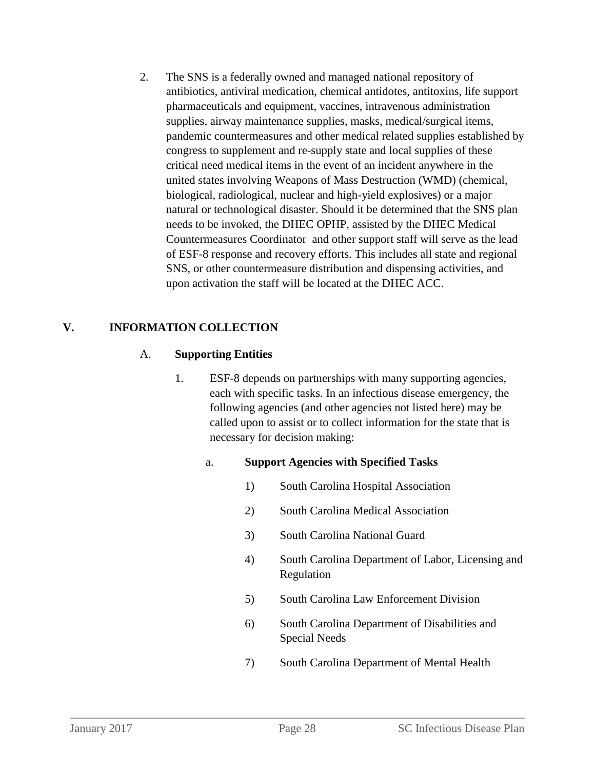2. The SNS is a federally owned and managed national repository of antibiotics, antiviral medication, chemical antidotes, antitoxins, life support pharmaceuticals and equipment, vaccines, intravenous administration supplies, airway maintenance supplies, masks, medical/surgical items, pandemic countermeasures and other medical related supplies established by congress to supplement and re-supply state and local supplies of these critical need medical items in the event of an incident anywhere in the united states involving Weapons of Mass Destruction (WMD) (chemical, biological, radiological, nuclear and high-yield explosives) or a major natural or technological disaster. Should it be determined that the SNS plan needs to be invoked, the DHEC OPHP, assisted by the DHEC Medical Countermeasures Coordinator and other support staff will serve as the lead of ESF-8 response and recovery efforts. This includes all state and regional SNS, or other countermeasure distribution and dispensing activities, and upon activation the staff will be located at the DHEC ACC.

## V. INFORMATION COLLECTION

### A. Supporting Entities

1. ESF-8 depends on partnerships with many supporting agencies, each with specific tasks. In an infectious disease emergency, the following agencies (and other agencies not listed here) may be called upon to assist or to collect information for the state that is necessary for decision making:

   a. **Support Agencies with Specified Tasks**

      1) South Carolina Hospital Association

      2) South Carolina Medical Association

      3) South Carolina National Guard

      4) South Carolina Department of Labor, Licensing and Regulation

      5) South Carolina Law Enforcement Division

      6) South Carolina Department of Disabilities and Special Needs

      7) South Carolina Department of Mental Health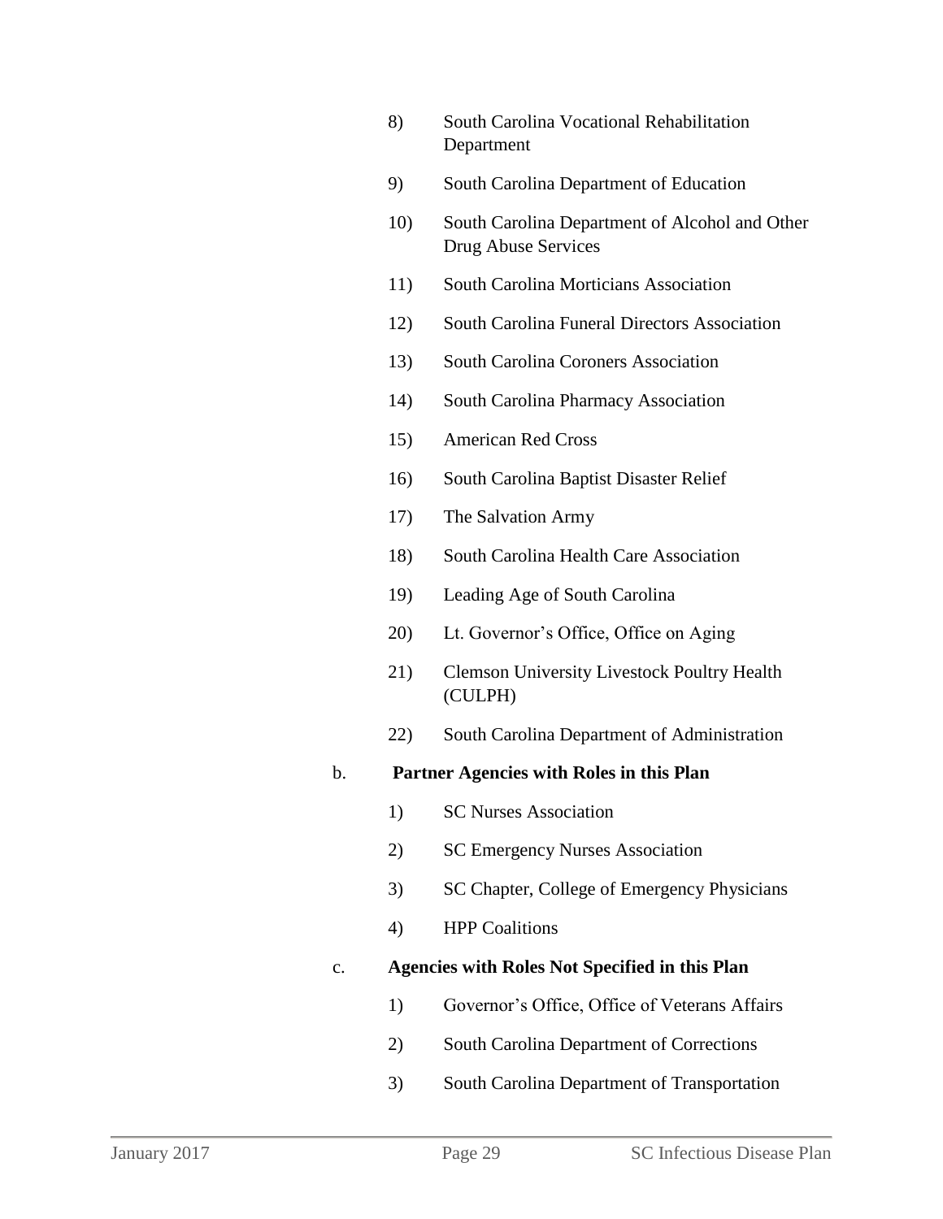8) South Carolina Vocational Rehabilitation Department

9) South Carolina Department of Education

10) South Carolina Department of Alcohol and Other Drug Abuse Services

11) South Carolina Morticians Association

12) South Carolina Funeral Directors Association

13) South Carolina Coroners Association

14) South Carolina Pharmacy Association

15) American Red Cross

16) South Carolina Baptist Disaster Relief

17) The Salvation Army

18) South Carolina Health Care Association

19) Leading Age of South Carolina

20) Lt. Governor's Office, Office on Aging

21) Clemson University Livestock Poultry Health (CULPH)

22) South Carolina Department of Administration

b. **Partner Agencies with Roles in this Plan**

1) SC Nurses Association

2) SC Emergency Nurses Association

3) SC Chapter, College of Emergency Physicians

4) HPP Coalitions

c. **Agencies with Roles Not Specified in this Plan**

1) Governor's Office, Office of Veterans Affairs

2) South Carolina Department of Corrections

3) South Carolina Department of Transportation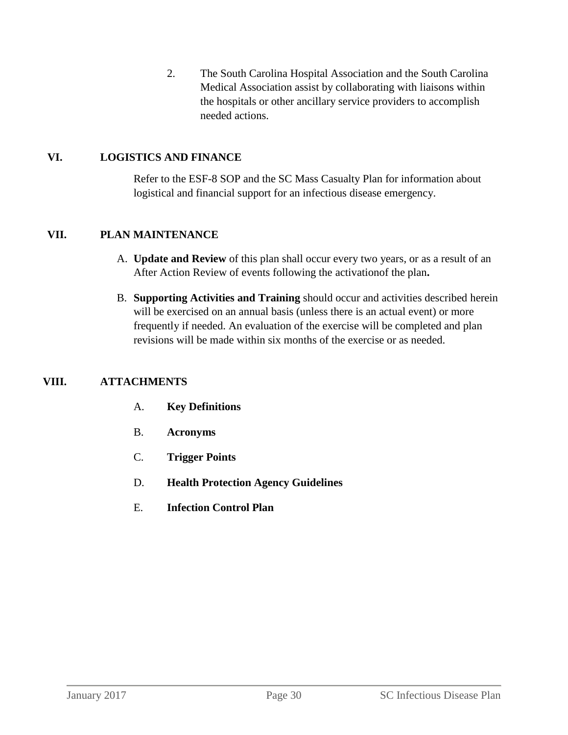2. The South Carolina Hospital Association and the South Carolina Medical Association assist by collaborating with liaisons within the hospitals or other ancillary service providers to accomplish needed actions.

## VI. LOGISTICS AND FINANCE

Refer to the ESF-8 SOP and the SC Mass Casualty Plan for information about logistical and financial support for an infectious disease emergency.

## VII. PLAN MAINTENANCE

A. **Update and Review** of this plan shall occur every two years, or as a result of an After Action Review of events following the activationof the plan**.**

B. **Supporting Activities and Training** should occur and activities described herein will be exercised on an annual basis (unless there is an actual event) or more frequently if needed. An evaluation of the exercise will be completed and plan revisions will be made within six months of the exercise or as needed.

## VIII. ATTACHMENTS

A. **Key Definitions**

B. **Acronyms**

C. **Trigger Points**

D. **Health Protection Agency Guidelines**

E. **Infection Control Plan**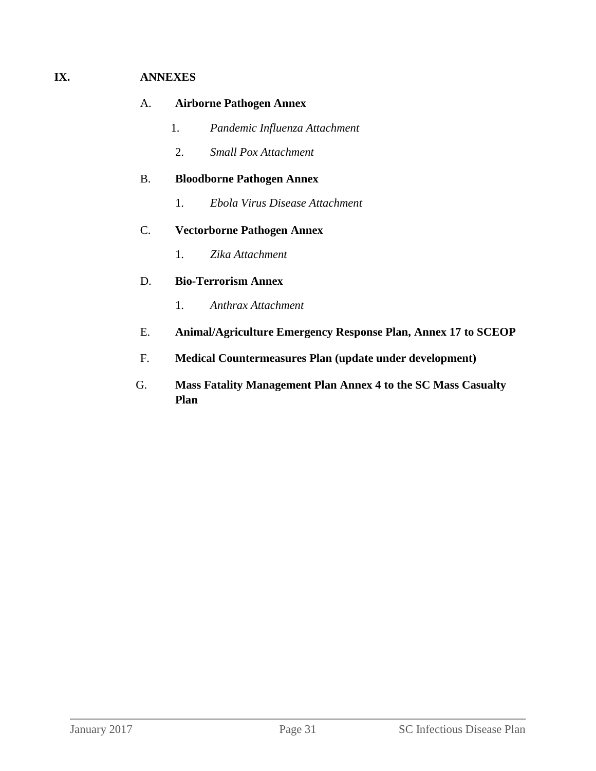## IX. ANNEXES

A. **Airborne Pathogen Annex**

1. *Pandemic Influenza Attachment*
2. *Small Pox Attachment*

B. **Bloodborne Pathogen Annex**

1. *Ebola Virus Disease Attachment*

C. **Vectorborne Pathogen Annex**

1. *Zika Attachment*

D. **Bio-Terrorism Annex**

1. *Anthrax Attachment*

E. **Animal/Agriculture Emergency Response Plan, Annex 17 to SCEOP**

F. **Medical Countermeasures Plan (update under development)**

G. **Mass Fatality Management Plan Annex 4 to the SC Mass Casualty Plan**